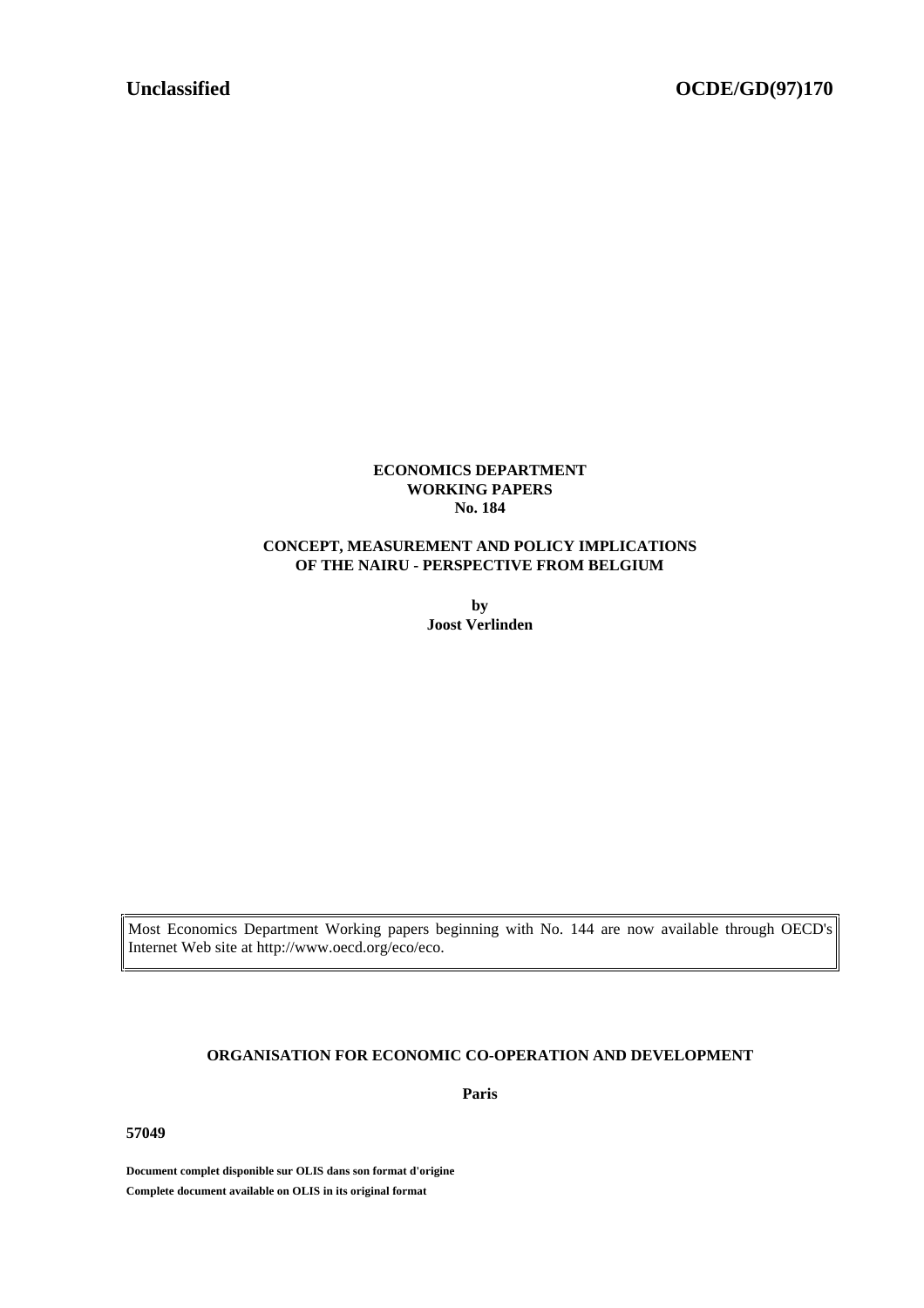**Unclassified** **OCDE/GD(97)170**

**ECONOMICS DEPARTMENT**
**WORKING PAPERS**
**No. 184**

**CONCEPT, MEASUREMENT AND POLICY IMPLICATIONS OF THE NAIRU - PERSPECTIVE FROM BELGIUM**

**by**
**Joost Verlinden**

Most Economics Department Working papers beginning with No. 144 are now available through OECD's Internet Web site at http://www.oecd.org/eco/eco.

**ORGANISATION FOR ECONOMIC CO-OPERATION AND DEVELOPMENT**

**Paris**

**57049**

**Document complet disponible sur OLIS dans son format d'origine**
**Complete document available on OLIS in its original format**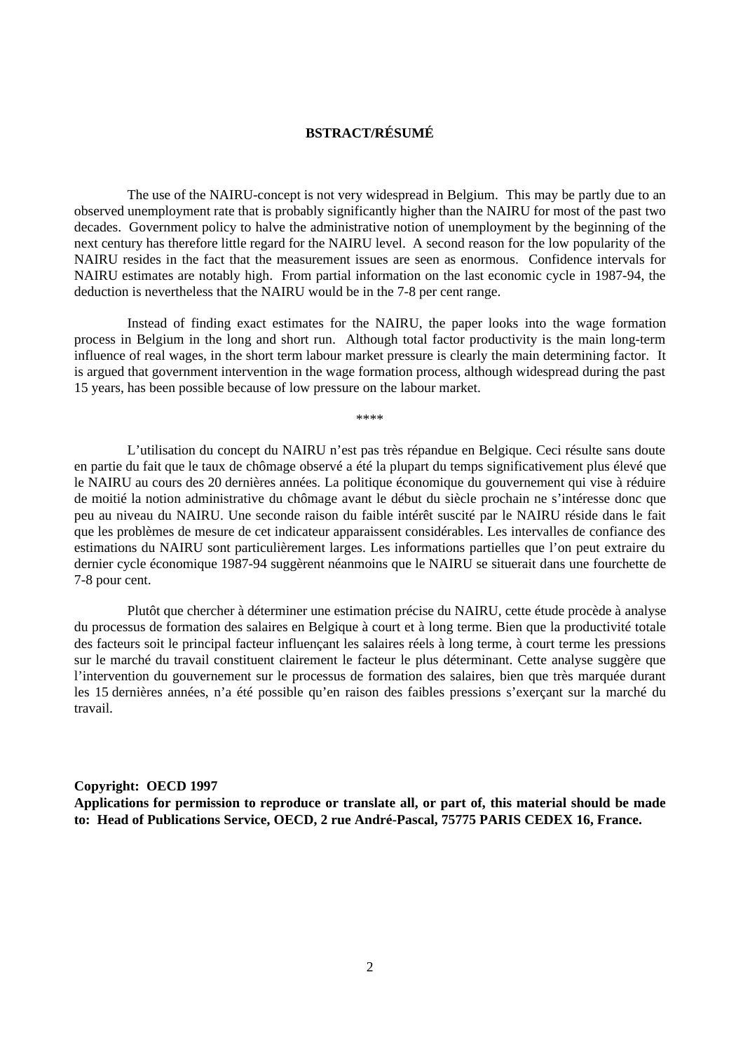## BSTRACT/RÉSUMÉ

The use of the NAIRU-concept is not very widespread in Belgium. This may be partly due to an observed unemployment rate that is probably significantly higher than the NAIRU for most of the past two decades. Government policy to halve the administrative notion of unemployment by the beginning of the next century has therefore little regard for the NAIRU level. A second reason for the low popularity of the NAIRU resides in the fact that the measurement issues are seen as enormous. Confidence intervals for NAIRU estimates are notably high. From partial information on the last economic cycle in 1987-94, the deduction is nevertheless that the NAIRU would be in the 7-8 per cent range.

Instead of finding exact estimates for the NAIRU, the paper looks into the wage formation process in Belgium in the long and short run. Although total factor productivity is the main long-term influence of real wages, in the short term labour market pressure is clearly the main determining factor. It is argued that government intervention in the wage formation process, although widespread during the past 15 years, has been possible because of low pressure on the labour market.

****

L'utilisation du concept du NAIRU n'est pas très répandue en Belgique. Ceci résulte sans doute en partie du fait que le taux de chômage observé a été la plupart du temps significativement plus élevé que le NAIRU au cours des 20 dernières années. La politique économique du gouvernement qui vise à réduire de moitié la notion administrative du chômage avant le début du siècle prochain ne s'intéresse donc que peu au niveau du NAIRU. Une seconde raison du faible intérêt suscité par le NAIRU réside dans le fait que les problèmes de mesure de cet indicateur apparaissent considérables. Les intervalles de confiance des estimations du NAIRU sont particulièrement larges. Les informations partielles que l'on peut extraire du dernier cycle économique 1987-94 suggèrent néanmoins que le NAIRU se situerait dans une fourchette de 7-8 pour cent.

Plutôt que chercher à déterminer une estimation précise du NAIRU, cette étude procède à analyse du processus de formation des salaires en Belgique à court et à long terme. Bien que la productivité totale des facteurs soit le principal facteur influençant les salaires réels à long terme, à court terme les pressions sur le marché du travail constituent clairement le facteur le plus déterminant. Cette analyse suggère que l'intervention du gouvernement sur le processus de formation des salaires, bien que très marquée durant les 15 dernières années, n'a été possible qu'en raison des faibles pressions s'exerçant sur la marché du travail.

**Copyright: OECD 1997**
**Applications for permission to reproduce or translate all, or part of, this material should be made to: Head of Publications Service, OECD, 2 rue André-Pascal, 75775 PARIS CEDEX 16, France.**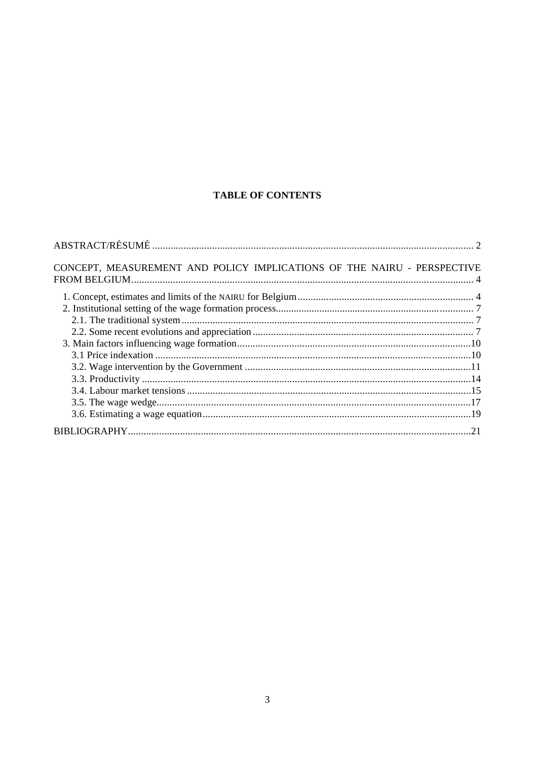**TABLE OF CONTENTS**

ABSTRACT/RÉSUMÉ ........................................................................................................................... 2

CONCEPT, MEASUREMENT AND POLICY IMPLICATIONS OF THE NAIRU - PERSPECTIVE FROM BELGIUM ................................................................................................................................... 4

- 1. Concept, estimates and limits of the NAIRU for Belgium .................................................................... 4
- 2. Institutional setting of the wage formation process ............................................................................. 7
  - 2.1. The traditional system ................................................................................................................. 7
  - 2.2. Some recent evolutions and appreciation ..................................................................................... 7
- 3. Main factors influencing wage formation ........................................................................................... 10
  - 3.1 Price indexation ........................................................................................................................... 10
  - 3.2. Wage intervention by the Government ....................................................................................... 11
  - 3.3. Productivity ................................................................................................................................ 14
  - 3.4. Labour market tensions .............................................................................................................. 15
  - 3.5. The wage wedge .......................................................................................................................... 17
  - 3.6. Estimating a wage equation ........................................................................................................ 19

BIBLIOGRAPHY .................................................................................................................................... 21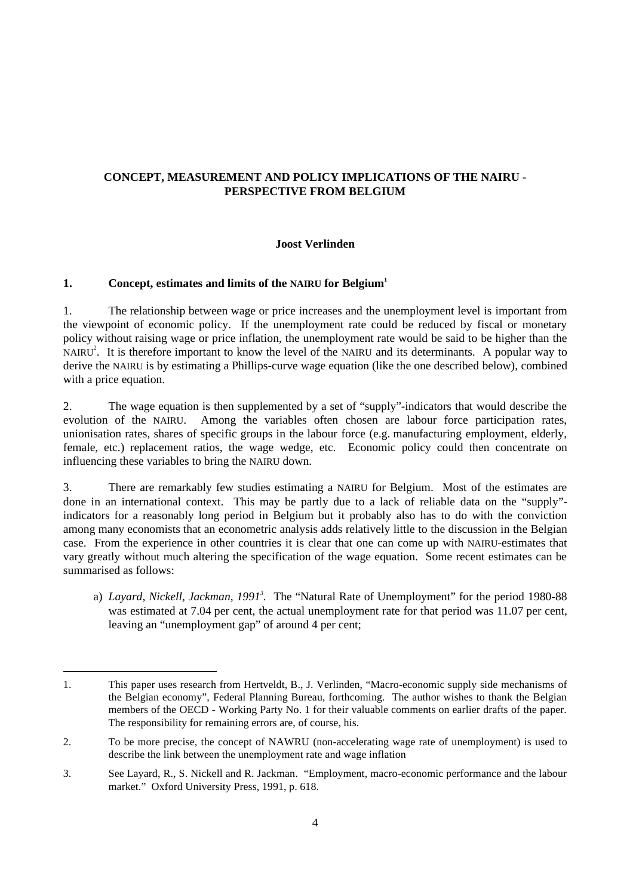# CONCEPT, MEASUREMENT AND POLICY IMPLICATIONS OF THE NAIRU - PERSPECTIVE FROM BELGIUM

**Joost Verlinden**

## 1. Concept, estimates and limits of the NAIRU for Belgium[1]

1. The relationship between wage or price increases and the unemployment level is important from the viewpoint of economic policy. If the unemployment rate could be reduced by fiscal or monetary policy without raising wage or price inflation, the unemployment rate would be said to be higher than the NAIRU[2]. It is therefore important to know the level of the NAIRU and its determinants. A popular way to derive the NAIRU is by estimating a Phillips-curve wage equation (like the one described below), combined with a price equation.

2. The wage equation is then supplemented by a set of "supply"-indicators that would describe the evolution of the NAIRU. Among the variables often chosen are labour force participation rates, unionisation rates, shares of specific groups in the labour force (e.g. manufacturing employment, elderly, female, etc.) replacement ratios, the wage wedge, etc. Economic policy could then concentrate on influencing these variables to bring the NAIRU down.

3. There are remarkably few studies estimating a NAIRU for Belgium. Most of the estimates are done in an international context. This may be partly due to a lack of reliable data on the "supply"-indicators for a reasonably long period in Belgium but it probably also has to do with the conviction among many economists that an econometric analysis adds relatively little to the discussion in the Belgian case. From the experience in other countries it is clear that one can come up with NAIRU-estimates that vary greatly without much altering the specification of the wage equation. Some recent estimates can be summarised as follows:

a) *Layard, Nickell, Jackman, 1991*[3]. The "Natural Rate of Unemployment" for the period 1980-88 was estimated at 7.04 per cent, the actual unemployment rate for that period was 11.07 per cent, leaving an "unemployment gap" of around 4 per cent;

---

1. This paper uses research from Hertveldt, B., J. Verlinden, "Macro-economic supply side mechanisms of the Belgian economy", Federal Planning Bureau, forthcoming. The author wishes to thank the Belgian members of the OECD - Working Party No. 1 for their valuable comments on earlier drafts of the paper. The responsibility for remaining errors are, of course, his.

2. To be more precise, the concept of NAWRU (non-accelerating wage rate of unemployment) is used to describe the link between the unemployment rate and wage inflation

3. See Layard, R., S. Nickell and R. Jackman. "Employment, macro-economic performance and the labour market." Oxford University Press, 1991, p. 618.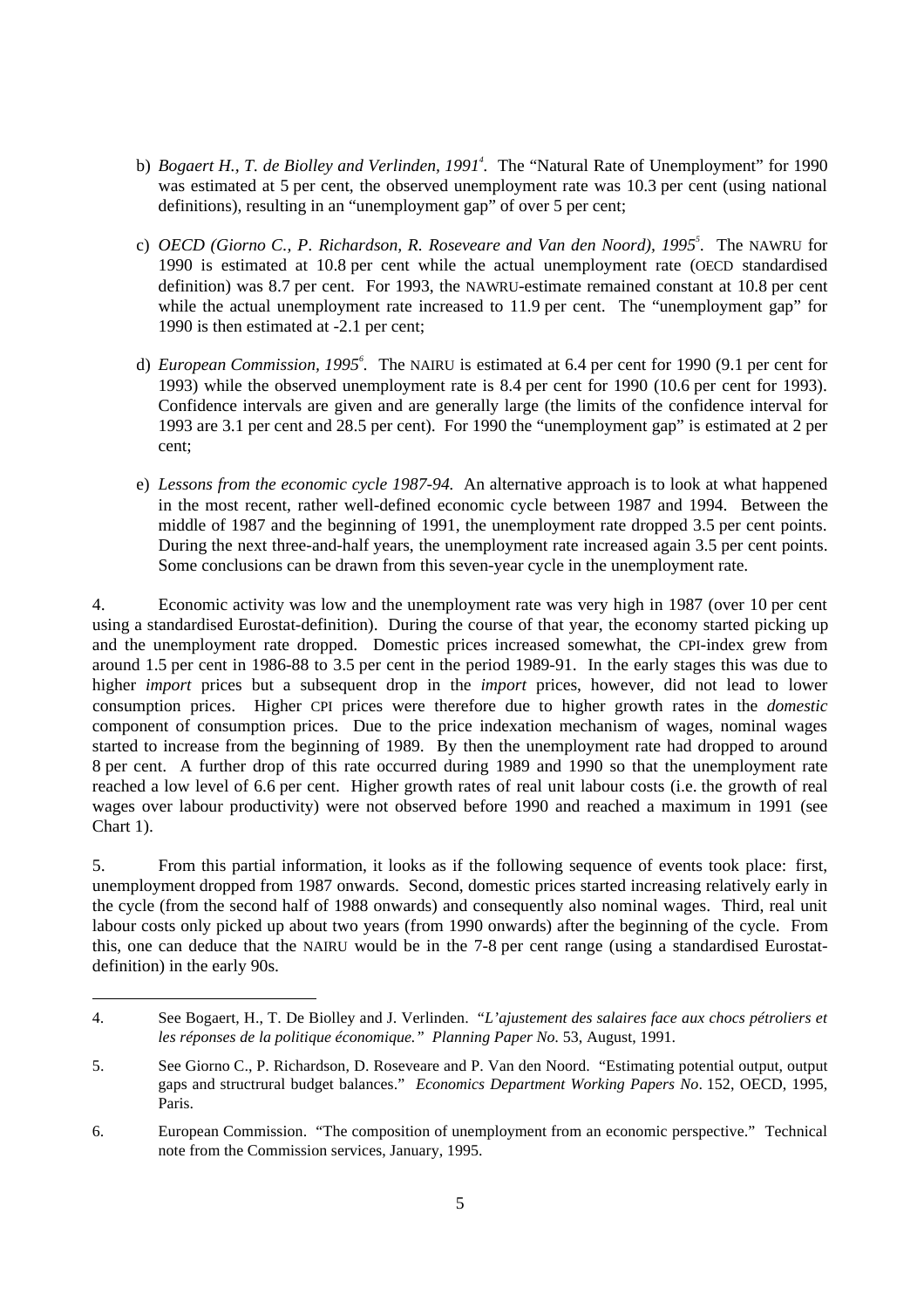b) *Bogaert H., T. de Biolley and Verlinden, 1991*[4]. The "Natural Rate of Unemployment" for 1990 was estimated at 5 per cent, the observed unemployment rate was 10.3 per cent (using national definitions), resulting in an "unemployment gap" of over 5 per cent;

c) *OECD (Giorno C., P. Richardson, R. Roseveare and Van den Noord), 1995*[5]. The NAWRU for 1990 is estimated at 10.8 per cent while the actual unemployment rate (OECD standardised definition) was 8.7 per cent. For 1993, the NAWRU-estimate remained constant at 10.8 per cent while the actual unemployment rate increased to 11.9 per cent. The "unemployment gap" for 1990 is then estimated at -2.1 per cent;

d) *European Commission, 1995*[6]. The NAIRU is estimated at 6.4 per cent for 1990 (9.1 per cent for 1993) while the observed unemployment rate is 8.4 per cent for 1990 (10.6 per cent for 1993). Confidence intervals are given and are generally large (the limits of the confidence interval for 1993 are 3.1 per cent and 28.5 per cent). For 1990 the "unemployment gap" is estimated at 2 per cent;

e) *Lessons from the economic cycle 1987-94.* An alternative approach is to look at what happened in the most recent, rather well-defined economic cycle between 1987 and 1994. Between the middle of 1987 and the beginning of 1991, the unemployment rate dropped 3.5 per cent points. During the next three-and-half years, the unemployment rate increased again 3.5 per cent points. Some conclusions can be drawn from this seven-year cycle in the unemployment rate.

4. Economic activity was low and the unemployment rate was very high in 1987 (over 10 per cent using a standardised Eurostat-definition). During the course of that year, the economy started picking up and the unemployment rate dropped. Domestic prices increased somewhat, the CPI-index grew from around 1.5 per cent in 1986-88 to 3.5 per cent in the period 1989-91. In the early stages this was due to higher *import* prices but a subsequent drop in the *import* prices, however, did not lead to lower consumption prices. Higher CPI prices were therefore due to higher growth rates in the *domestic* component of consumption prices. Due to the price indexation mechanism of wages, nominal wages started to increase from the beginning of 1989. By then the unemployment rate had dropped to around 8 per cent. A further drop of this rate occurred during 1989 and 1990 so that the unemployment rate reached a low level of 6.6 per cent. Higher growth rates of real unit labour costs (i.e. the growth of real wages over labour productivity) were not observed before 1990 and reached a maximum in 1991 (see Chart 1).

5. From this partial information, it looks as if the following sequence of events took place: first, unemployment dropped from 1987 onwards. Second, domestic prices started increasing relatively early in the cycle (from the second half of 1988 onwards) and consequently also nominal wages. Third, real unit labour costs only picked up about two years (from 1990 onwards) after the beginning of the cycle. From this, one can deduce that the NAIRU would be in the 7-8 per cent range (using a standardised Eurostat-definition) in the early 90s.

---

4. See Bogaert, H., T. De Biolley and J. Verlinden. "*L'ajustement des salaires face aux chocs pétroliers et les réponses de la politique économique.*" *Planning Paper No.* 53, August, 1991.

5. See Giorno C., P. Richardson, D. Roseveare and P. Van den Noord. "Estimating potential output, output gaps and structrural budget balances." *Economics Department Working Papers No*. 152, OECD, 1995, Paris.

6. European Commission. "The composition of unemployment from an economic perspective." Technical note from the Commission services, January, 1995.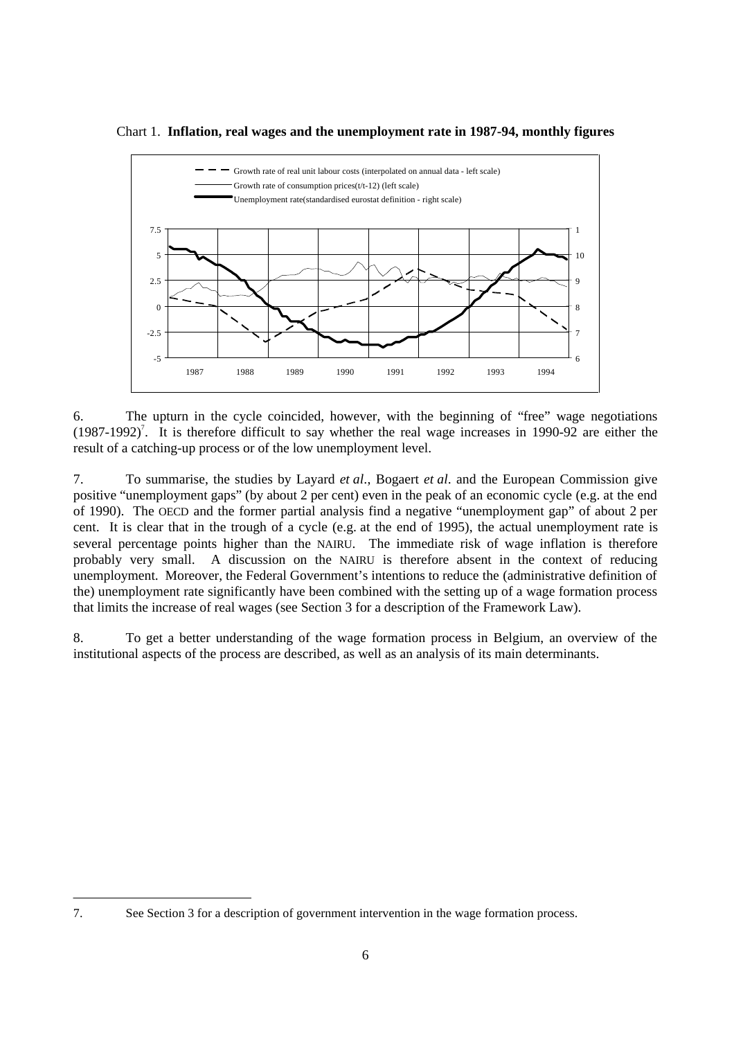Chart 1. **Inflation, real wages and the unemployment rate in 1987-94, monthly figures**

6. The upturn in the cycle coincided, however, with the beginning of "free" wage negotiations (1987-1992)[7]. It is therefore difficult to say whether the real wage increases in 1990-92 are either the result of a catching-up process or of the low unemployment level.

7. To summarise, the studies by Layard *et al*., Bogaert *et al*. and the European Commission give positive "unemployment gaps" (by about 2 per cent) even in the peak of an economic cycle (e.g. at the end of 1990). The OECD and the former partial analysis find a negative "unemployment gap" of about 2 per cent. It is clear that in the trough of a cycle (e.g. at the end of 1995), the actual unemployment rate is several percentage points higher than the NAIRU. The immediate risk of wage inflation is therefore probably very small. A discussion on the NAIRU is therefore absent in the context of reducing unemployment. Moreover, the Federal Government's intentions to reduce the (administrative definition of the) unemployment rate significantly have been combined with the setting up of a wage formation process that limits the increase of real wages (see Section 3 for a description of the Framework Law).

8. To get a better understanding of the wage formation process in Belgium, an overview of the institutional aspects of the process are described, as well as an analysis of its main determinants.

---

7. See Section 3 for a description of government intervention in the wage formation process.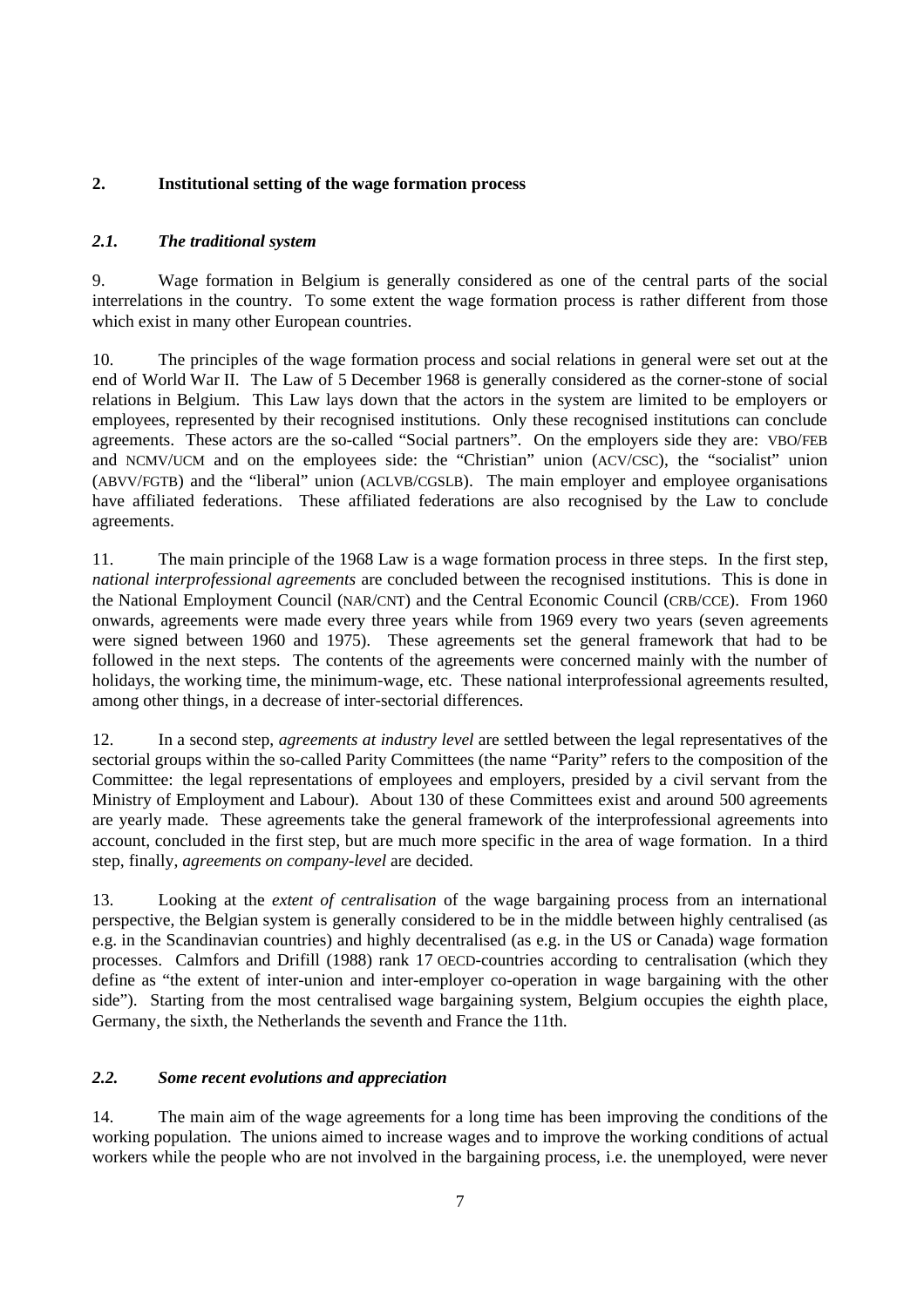## 2. Institutional setting of the wage formation process

### *2.1. The traditional system*

9. Wage formation in Belgium is generally considered as one of the central parts of the social interrelations in the country. To some extent the wage formation process is rather different from those which exist in many other European countries.

10. The principles of the wage formation process and social relations in general were set out at the end of World War II. The Law of 5 December 1968 is generally considered as the corner-stone of social relations in Belgium. This Law lays down that the actors in the system are limited to be employers or employees, represented by their recognised institutions. Only these recognised institutions can conclude agreements. These actors are the so-called "Social partners". On the employers side they are: VBO/FEB and NCMV/UCM and on the employees side: the "Christian" union (ACV/CSC), the "socialist" union (ABVV/FGTB) and the "liberal" union (ACLVB/CGSLB). The main employer and employee organisations have affiliated federations. These affiliated federations are also recognised by the Law to conclude agreements.

11. The main principle of the 1968 Law is a wage formation process in three steps. In the first step, *national interprofessional agreements* are concluded between the recognised institutions. This is done in the National Employment Council (NAR/CNT) and the Central Economic Council (CRB/CCE). From 1960 onwards, agreements were made every three years while from 1969 every two years (seven agreements were signed between 1960 and 1975). These agreements set the general framework that had to be followed in the next steps. The contents of the agreements were concerned mainly with the number of holidays, the working time, the minimum-wage, etc. These national interprofessional agreements resulted, among other things, in a decrease of inter-sectorial differences.

12. In a second step, *agreements at industry level* are settled between the legal representatives of the sectorial groups within the so-called Parity Committees (the name "Parity" refers to the composition of the Committee: the legal representations of employees and employers, presided by a civil servant from the Ministry of Employment and Labour). About 130 of these Committees exist and around 500 agreements are yearly made. These agreements take the general framework of the interprofessional agreements into account, concluded in the first step, but are much more specific in the area of wage formation. In a third step, finally, *agreements on company-level* are decided.

13. Looking at the *extent of centralisation* of the wage bargaining process from an international perspective, the Belgian system is generally considered to be in the middle between highly centralised (as e.g. in the Scandinavian countries) and highly decentralised (as e.g. in the US or Canada) wage formation processes. Calmfors and Drifill (1988) rank 17 OECD-countries according to centralisation (which they define as "the extent of inter-union and inter-employer co-operation in wage bargaining with the other side"). Starting from the most centralised wage bargaining system, Belgium occupies the eighth place, Germany, the sixth, the Netherlands the seventh and France the 11th.

### *2.2. Some recent evolutions and appreciation*

14. The main aim of the wage agreements for a long time has been improving the conditions of the working population. The unions aimed to increase wages and to improve the working conditions of actual workers while the people who are not involved in the bargaining process, i.e. the unemployed, were never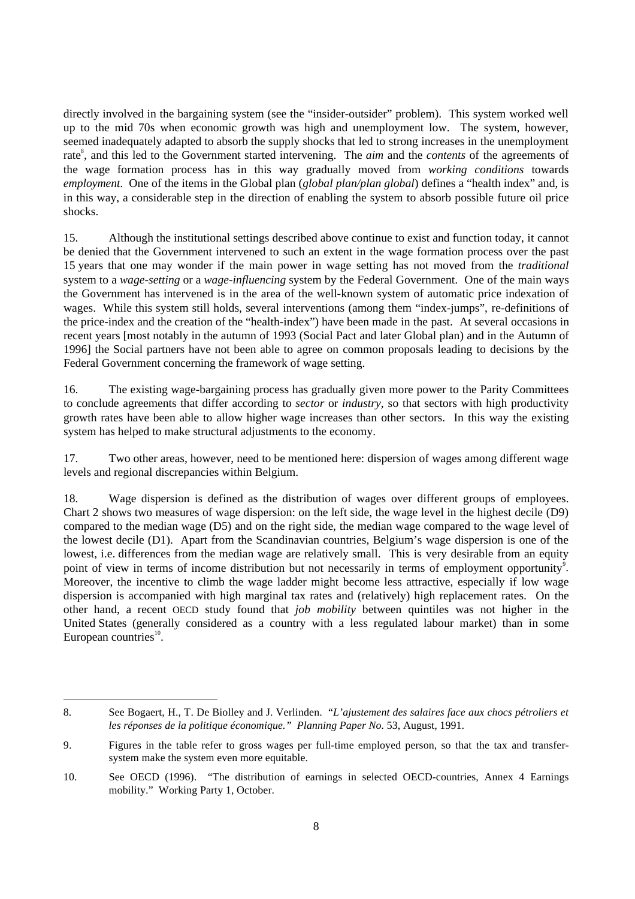directly involved in the bargaining system (see the "insider-outsider" problem). This system worked well up to the mid 70s when economic growth was high and unemployment low. The system, however, seemed inadequately adapted to absorb the supply shocks that led to strong increases in the unemployment rate[8], and this led to the Government started intervening. The *aim* and the *contents* of the agreements of the wage formation process has in this way gradually moved from *working conditions* towards *employment*. One of the items in the Global plan (*global plan/plan global*) defines a "health index" and, is in this way, a considerable step in the direction of enabling the system to absorb possible future oil price shocks.

15. Although the institutional settings described above continue to exist and function today, it cannot be denied that the Government intervened to such an extent in the wage formation process over the past 15 years that one may wonder if the main power in wage setting has not moved from the *traditional* system to a *wage-setting* or a *wage-influencing* system by the Federal Government. One of the main ways the Government has intervened is in the area of the well-known system of automatic price indexation of wages. While this system still holds, several interventions (among them "index-jumps", re-definitions of the price-index and the creation of the "health-index") have been made in the past. At several occasions in recent years [most notably in the autumn of 1993 (Social Pact and later Global plan) and in the Autumn of 1996] the Social partners have not been able to agree on common proposals leading to decisions by the Federal Government concerning the framework of wage setting.

16. The existing wage-bargaining process has gradually given more power to the Parity Committees to conclude agreements that differ according to *sector* or *industry*, so that sectors with high productivity growth rates have been able to allow higher wage increases than other sectors. In this way the existing system has helped to make structural adjustments to the economy.

17. Two other areas, however, need to be mentioned here: dispersion of wages among different wage levels and regional discrepancies within Belgium.

18. Wage dispersion is defined as the distribution of wages over different groups of employees. Chart 2 shows two measures of wage dispersion: on the left side, the wage level in the highest decile (D9) compared to the median wage (D5) and on the right side, the median wage compared to the wage level of the lowest decile (D1). Apart from the Scandinavian countries, Belgium's wage dispersion is one of the lowest, i.e. differences from the median wage are relatively small. This is very desirable from an equity point of view in terms of income distribution but not necessarily in terms of employment opportunity[9]. Moreover, the incentive to climb the wage ladder might become less attractive, especially if low wage dispersion is accompanied with high marginal tax rates and (relatively) high replacement rates. On the other hand, a recent OECD study found that *job mobility* between quintiles was not higher in the United States (generally considered as a country with a less regulated labour market) than in some European countries[10].

---

8. See Bogaert, H., T. De Biolley and J. Verlinden. "*L'ajustement des salaires face aux chocs pétroliers et les réponses de la politique économique.*" *Planning Paper No.* 53, August, 1991.

9. Figures in the table refer to gross wages per full-time employed person, so that the tax and transfer-system make the system even more equitable.

10. See OECD (1996). "The distribution of earnings in selected OECD-countries, Annex 4 Earnings mobility." Working Party 1, October.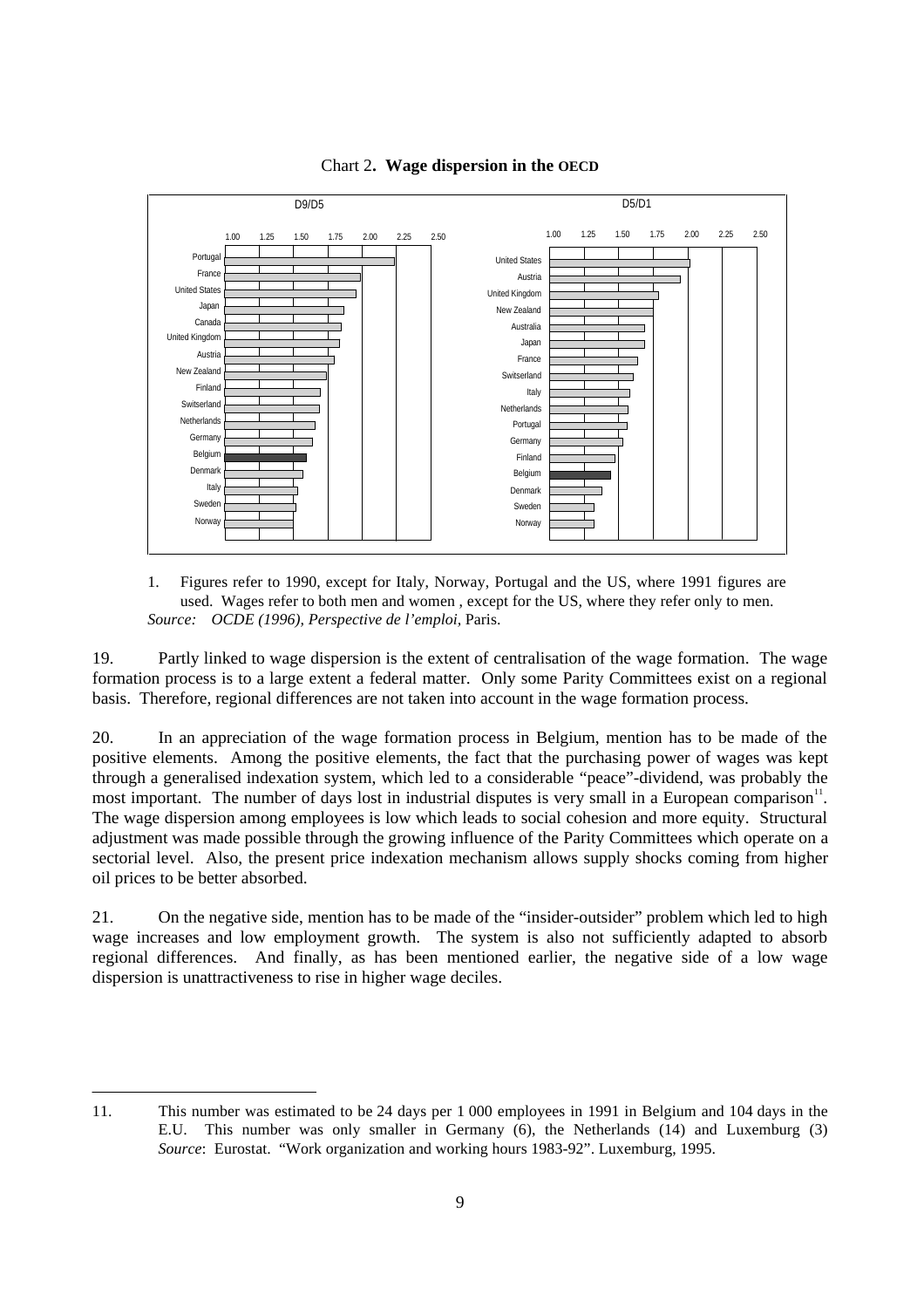Chart 2. **Wage dispersion in the OECD**

1. Figures refer to 1990, except for Italy, Norway, Portugal and the US, where 1991 figures are used. Wages refer to both men and women , except for the US, where they refer only to men.

*Source: OCDE (1996), Perspective de l'emploi,* Paris.

19. Partly linked to wage dispersion is the extent of centralisation of the wage formation. The wage formation process is to a large extent a federal matter. Only some Parity Committees exist on a regional basis. Therefore, regional differences are not taken into account in the wage formation process.

20. In an appreciation of the wage formation process in Belgium, mention has to be made of the positive elements. Among the positive elements, the fact that the purchasing power of wages was kept through a generalised indexation system, which led to a considerable "peace"-dividend, was probably the most important. The number of days lost in industrial disputes is very small in a European comparison[11]. The wage dispersion among employees is low which leads to social cohesion and more equity. Structural adjustment was made possible through the growing influence of the Parity Committees which operate on a sectorial level. Also, the present price indexation mechanism allows supply shocks coming from higher oil prices to be better absorbed.

21. On the negative side, mention has to be made of the "insider-outsider" problem which led to high wage increases and low employment growth. The system is also not sufficiently adapted to absorb regional differences. And finally, as has been mentioned earlier, the negative side of a low wage dispersion is unattractiveness to rise in higher wage deciles.

---

11. This number was estimated to be 24 days per 1 000 employees in 1991 in Belgium and 104 days in the E.U. This number was only smaller in Germany (6), the Netherlands (14) and Luxemburg (3) *Source*: Eurostat. "Work organization and working hours 1983-92". Luxemburg, 1995.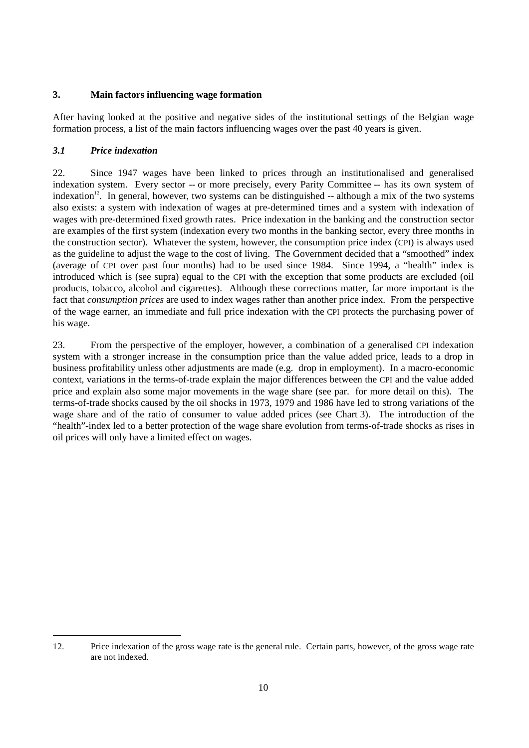## 3. Main factors influencing wage formation

After having looked at the positive and negative sides of the institutional settings of the Belgian wage formation process, a list of the main factors influencing wages over the past 40 years is given.

### *3.1 Price indexation*

22. Since 1947 wages have been linked to prices through an institutionalised and generalised indexation system. Every sector -- or more precisely, every Parity Committee -- has its own system of indexation[12]. In general, however, two systems can be distinguished -- although a mix of the two systems also exists: a system with indexation of wages at pre-determined times and a system with indexation of wages with pre-determined fixed growth rates. Price indexation in the banking and the construction sector are examples of the first system (indexation every two months in the banking sector, every three months in the construction sector). Whatever the system, however, the consumption price index (CPI) is always used as the guideline to adjust the wage to the cost of living. The Government decided that a "smoothed" index (average of CPI over past four months) had to be used since 1984. Since 1994, a "health" index is introduced which is (see supra) equal to the CPI with the exception that some products are excluded (oil products, tobacco, alcohol and cigarettes). Although these corrections matter, far more important is the fact that *consumption prices* are used to index wages rather than another price index. From the perspective of the wage earner, an immediate and full price indexation with the CPI protects the purchasing power of his wage.

23. From the perspective of the employer, however, a combination of a generalised CPI indexation system with a stronger increase in the consumption price than the value added price, leads to a drop in business profitability unless other adjustments are made (e.g. drop in employment). In a macro-economic context, variations in the terms-of-trade explain the major differences between the CPI and the value added price and explain also some major movements in the wage share (see par. for more detail on this). The terms-of-trade shocks caused by the oil shocks in 1973, 1979 and 1986 have led to strong variations of the wage share and of the ratio of consumer to value added prices (see Chart 3). The introduction of the "health"-index led to a better protection of the wage share evolution from terms-of-trade shocks as rises in oil prices will only have a limited effect on wages.

---

12. Price indexation of the gross wage rate is the general rule. Certain parts, however, of the gross wage rate are not indexed.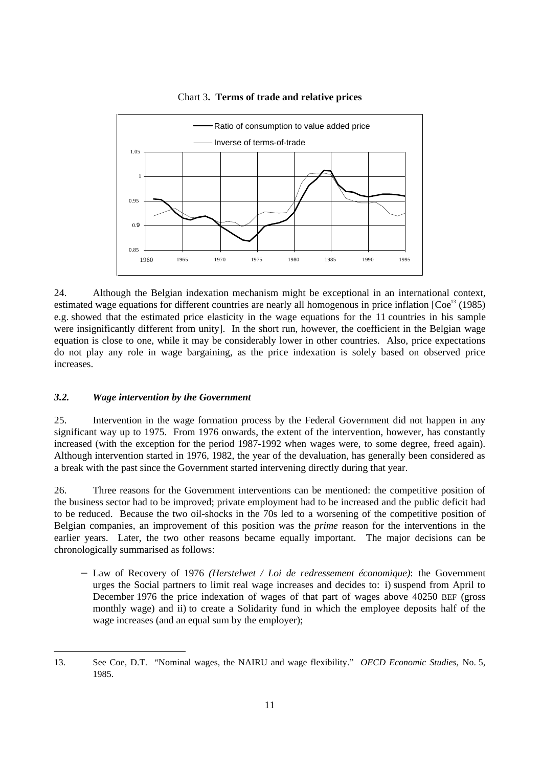Chart 3**. Terms of trade and relative prices**

24. Although the Belgian indexation mechanism might be exceptional in an international context, estimated wage equations for different countries are nearly all homogenous in price inflation [Coe[13] (1985) e.g. showed that the estimated price elasticity in the wage equations for the 11 countries in his sample were insignificantly different from unity]. In the short run, however, the coefficient in the Belgian wage equation is close to one, while it may be considerably lower in other countries. Also, price expectations do not play any role in wage bargaining, as the price indexation is solely based on observed price increases.

### *3.2. Wage intervention by the Government*

25. Intervention in the wage formation process by the Federal Government did not happen in any significant way up to 1975. From 1976 onwards, the extent of the intervention, however, has constantly increased (with the exception for the period 1987-1992 when wages were, to some degree, freed again). Although intervention started in 1976, 1982, the year of the devaluation, has generally been considered as a break with the past since the Government started intervening directly during that year.

26. Three reasons for the Government interventions can be mentioned: the competitive position of the business sector had to be improved; private employment had to be increased and the public deficit had to be reduced. Because the two oil-shocks in the 70s led to a worsening of the competitive position of Belgian companies, an improvement of this position was the *prime* reason for the interventions in the earlier years. Later, the two other reasons became equally important. The major decisions can be chronologically summarised as follows:

- Law of Recovery of 1976 *(Herstelwet / Loi de redressement économique)*: the Government urges the Social partners to limit real wage increases and decides to: i) suspend from April to December 1976 the price indexation of wages of that part of wages above 40250 BEF (gross monthly wage) and ii) to create a Solidarity fund in which the employee deposits half of the wage increases (and an equal sum by the employer);

---

13. See Coe, D.T. "Nominal wages, the NAIRU and wage flexibility." *OECD Economic Studies*, No. 5, 1985.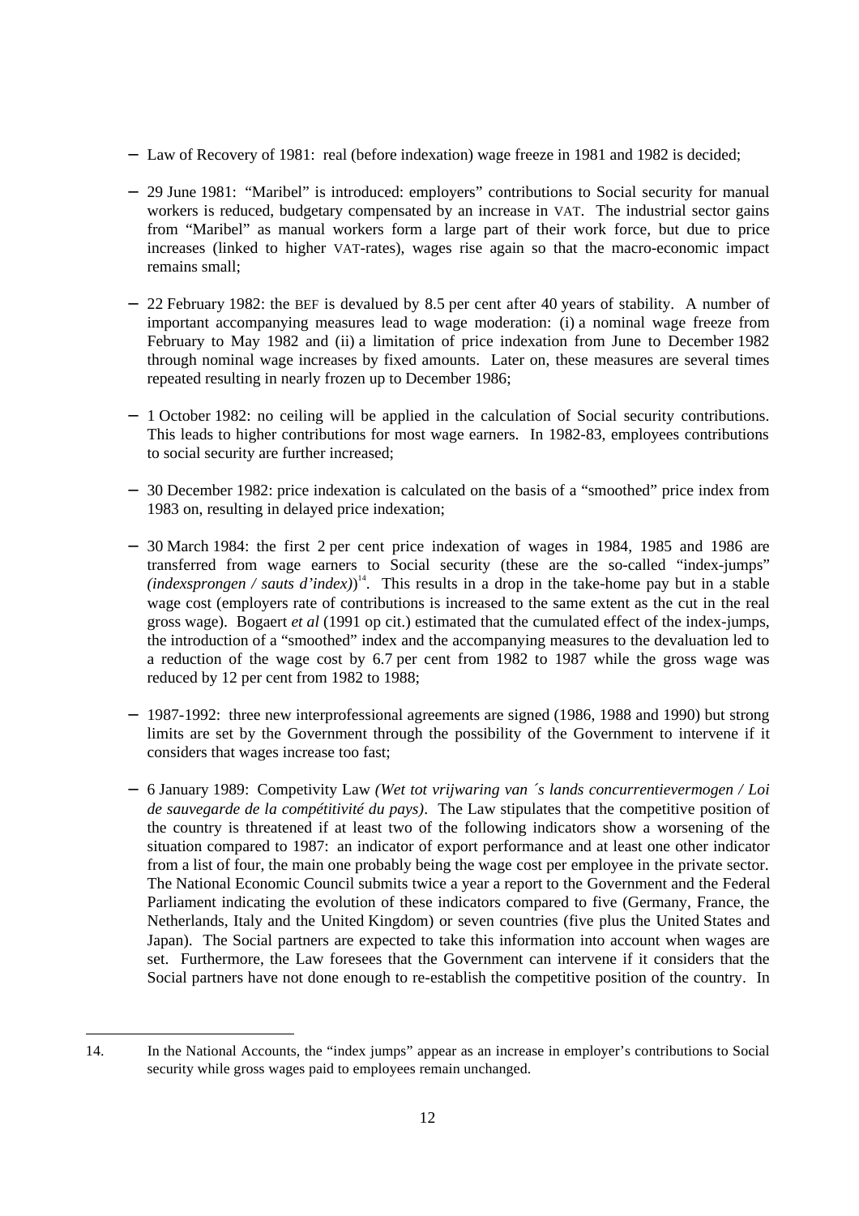- Law of Recovery of 1981: real (before indexation) wage freeze in 1981 and 1982 is decided;
- 29 June 1981: "Maribel" is introduced: employers" contributions to Social security for manual workers is reduced, budgetary compensated by an increase in VAT. The industrial sector gains from "Maribel" as manual workers form a large part of their work force, but due to price increases (linked to higher VAT-rates), wages rise again so that the macro-economic impact remains small;
- 22 February 1982: the BEF is devalued by 8.5 per cent after 40 years of stability. A number of important accompanying measures lead to wage moderation: (i) a nominal wage freeze from February to May 1982 and (ii) a limitation of price indexation from June to December 1982 through nominal wage increases by fixed amounts. Later on, these measures are several times repeated resulting in nearly frozen up to December 1986;
- 1 October 1982: no ceiling will be applied in the calculation of Social security contributions. This leads to higher contributions for most wage earners. In 1982-83, employees contributions to social security are further increased;
- 30 December 1982: price indexation is calculated on the basis of a "smoothed" price index from 1983 on, resulting in delayed price indexation;
- 30 March 1984: the first 2 per cent price indexation of wages in 1984, 1985 and 1986 are transferred from wage earners to Social security (these are the so-called "index-jumps" *(indexsprongen / sauts d'index)*)[14]. This results in a drop in the take-home pay but in a stable wage cost (employers rate of contributions is increased to the same extent as the cut in the real gross wage). Bogaert *et al* (1991 op cit.) estimated that the cumulated effect of the index-jumps, the introduction of a "smoothed" index and the accompanying measures to the devaluation led to a reduction of the wage cost by 6.7 per cent from 1982 to 1987 while the gross wage was reduced by 12 per cent from 1982 to 1988;
- 1987-1992: three new interprofessional agreements are signed (1986, 1988 and 1990) but strong limits are set by the Government through the possibility of the Government to intervene if it considers that wages increase too fast;
- 6 January 1989: Competivity Law *(Wet tot vrijwaring van ´s lands concurrentievermogen / Loi de sauvegarde de la compétitivité du pays)*. The Law stipulates that the competitive position of the country is threatened if at least two of the following indicators show a worsening of the situation compared to 1987: an indicator of export performance and at least one other indicator from a list of four, the main one probably being the wage cost per employee in the private sector. The National Economic Council submits twice a year a report to the Government and the Federal Parliament indicating the evolution of these indicators compared to five (Germany, France, the Netherlands, Italy and the United Kingdom) or seven countries (five plus the United States and Japan). The Social partners are expected to take this information into account when wages are set. Furthermore, the Law foresees that the Government can intervene if it considers that the Social partners have not done enough to re-establish the competitive position of the country. In

14. In the National Accounts, the "index jumps" appear as an increase in employer's contributions to Social security while gross wages paid to employees remain unchanged.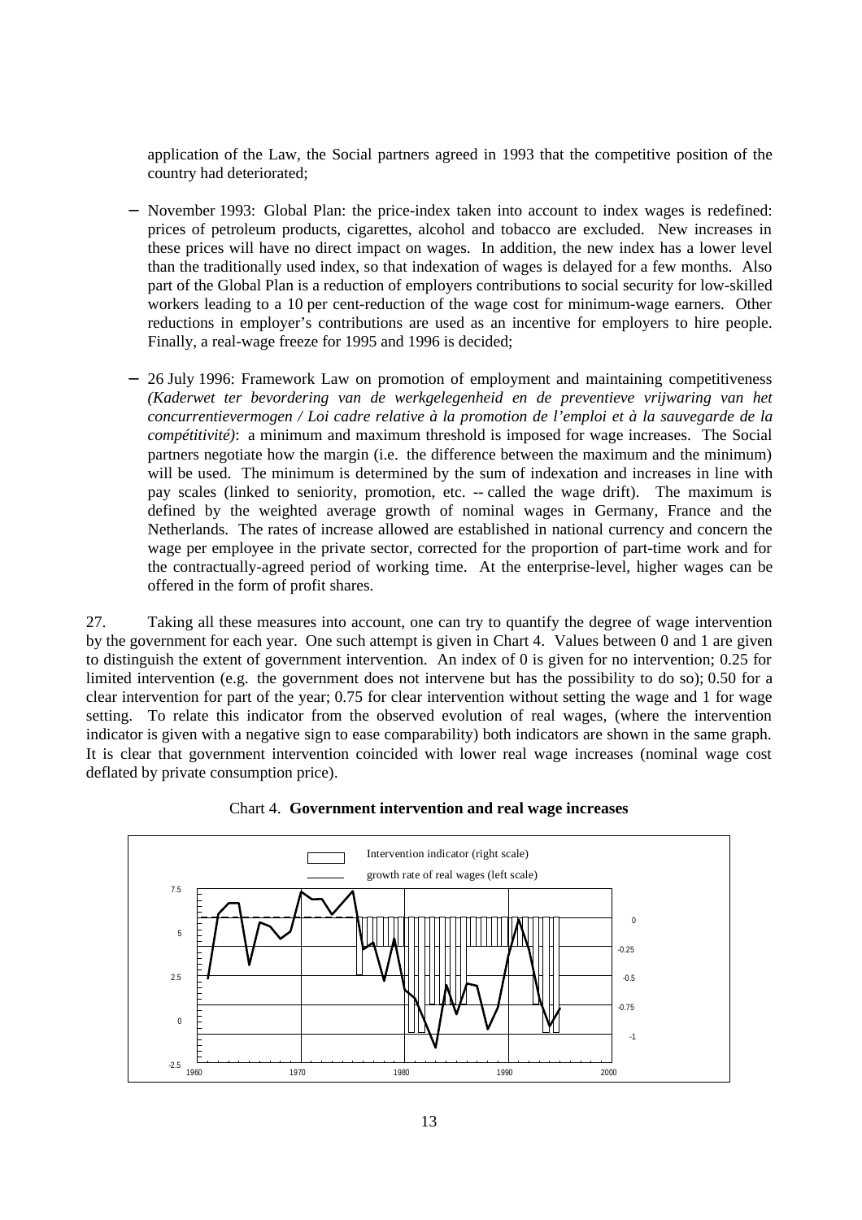application of the Law, the Social partners agreed in 1993 that the competitive position of the country had deteriorated;

- November 1993: Global Plan: the price-index taken into account to index wages is redefined: prices of petroleum products, cigarettes, alcohol and tobacco are excluded. New increases in these prices will have no direct impact on wages. In addition, the new index has a lower level than the traditionally used index, so that indexation of wages is delayed for a few months. Also part of the Global Plan is a reduction of employers contributions to social security for low-skilled workers leading to a 10 per cent-reduction of the wage cost for minimum-wage earners. Other reductions in employer's contributions are used as an incentive for employers to hire people. Finally, a real-wage freeze for 1995 and 1996 is decided;

- 26 July 1996: Framework Law on promotion of employment and maintaining competitiveness *(Kaderwet ter bevordering van de werkgelegenheid en de preventieve vrijwaring van het concurrentievermogen / Loi cadre relative à la promotion de l'emploi et à la sauvegarde de la compétitivité)*: a minimum and maximum threshold is imposed for wage increases. The Social partners negotiate how the margin (i.e. the difference between the maximum and the minimum) will be used. The minimum is determined by the sum of indexation and increases in line with pay scales (linked to seniority, promotion, etc. -- called the wage drift). The maximum is defined by the weighted average growth of nominal wages in Germany, France and the Netherlands. The rates of increase allowed are established in national currency and concern the wage per employee in the private sector, corrected for the proportion of part-time work and for the contractually-agreed period of working time. At the enterprise-level, higher wages can be offered in the form of profit shares.

27. Taking all these measures into account, one can try to quantify the degree of wage intervention by the government for each year. One such attempt is given in Chart 4. Values between 0 and 1 are given to distinguish the extent of government intervention. An index of 0 is given for no intervention; 0.25 for limited intervention (e.g. the government does not intervene but has the possibility to do so); 0.50 for a clear intervention for part of the year; 0.75 for clear intervention without setting the wage and 1 for wage setting. To relate this indicator from the observed evolution of real wages, (where the intervention indicator is given with a negative sign to ease comparability) both indicators are shown in the same graph. It is clear that government intervention coincided with lower real wage increases (nominal wage cost deflated by private consumption price).

Chart 4. **Government intervention and real wage increases**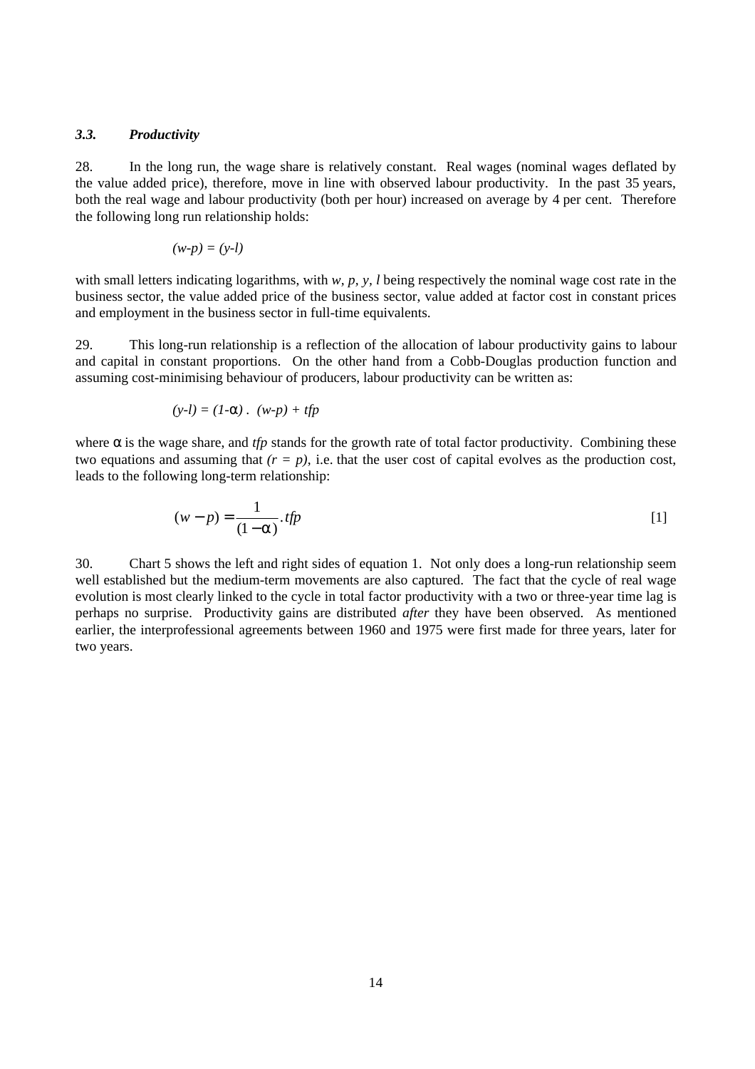### *3.3. Productivity*

28. In the long run, the wage share is relatively constant. Real wages (nominal wages deflated by the value added price), therefore, move in line with observed labour productivity. In the past 35 years, both the real wage and labour productivity (both per hour) increased on average by 4 per cent. Therefore the following long run relationship holds:

$$(w\text{-}p) = (y\text{-}l)$$

with small letters indicating logarithms, with *w, p, y, l* being respectively the nominal wage cost rate in the business sector, the value added price of the business sector, value added at factor cost in constant prices and employment in the business sector in full-time equivalents.

29. This long-run relationship is a reflection of the allocation of labour productivity gains to labour and capital in constant proportions. On the other hand from a Cobb-Douglas production function and assuming cost-minimising behaviour of producers, labour productivity can be written as:

$$(y\text{-}l) = (1\text{-}\alpha)\ .\ (w\text{-}p) + tfp$$

where $\alpha$ is the wage share, and *tfp* stands for the growth rate of total factor productivity. Combining these two equations and assuming that $(r = p)$, i.e. that the user cost of capital evolves as the production cost, leads to the following long-term relationship:

$$(w - p) = \frac{1}{(1-\alpha)}.tfp \qquad [1]$$

30. Chart 5 shows the left and right sides of equation 1. Not only does a long-run relationship seem well established but the medium-term movements are also captured. The fact that the cycle of real wage evolution is most clearly linked to the cycle in total factor productivity with a two or three-year time lag is perhaps no surprise. Productivity gains are distributed *after* they have been observed. As mentioned earlier, the interprofessional agreements between 1960 and 1975 were first made for three years, later for two years.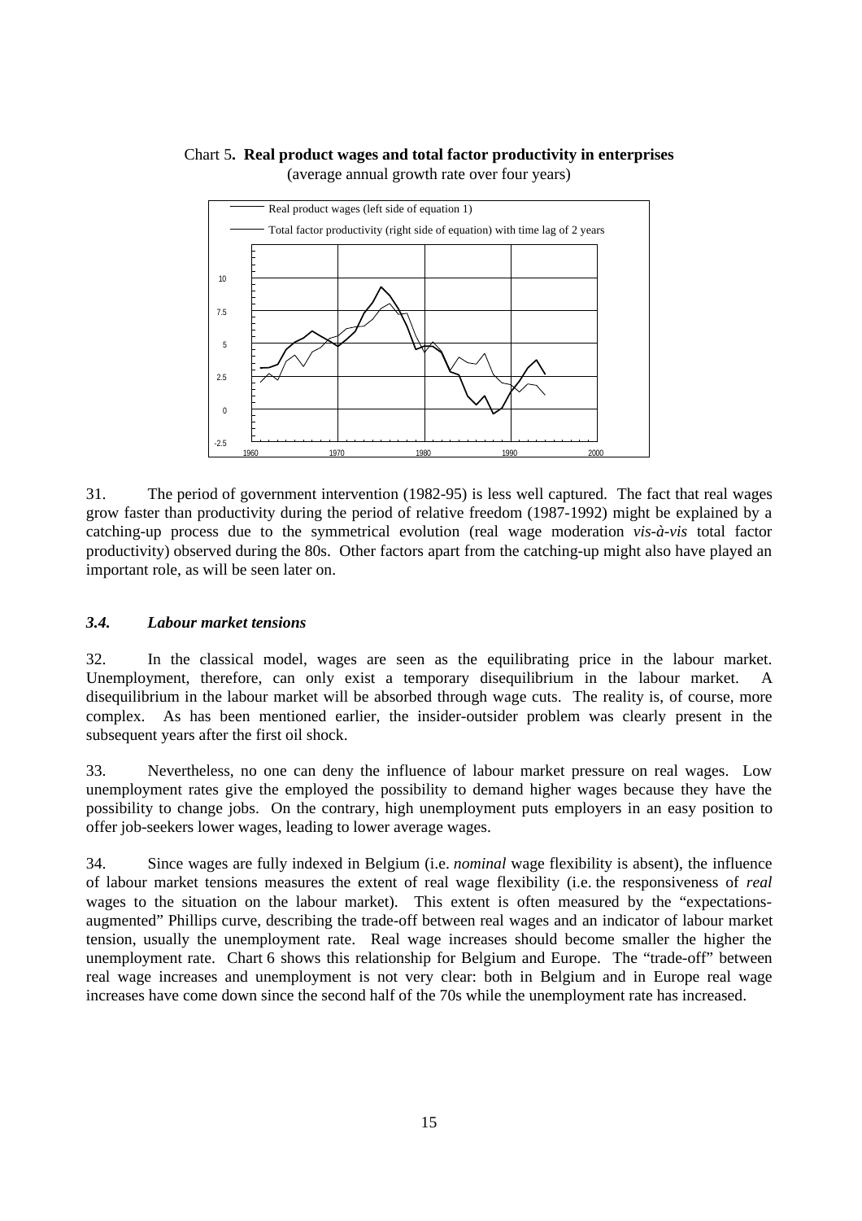Chart 5**. Real product wages and total factor productivity in enterprises**
(average annual growth rate over four years)

31. The period of government intervention (1982-95) is less well captured. The fact that real wages grow faster than productivity during the period of relative freedom (1987-1992) might be explained by a catching-up process due to the symmetrical evolution (real wage moderation *vis-à-vis* total factor productivity) observed during the 80s. Other factors apart from the catching-up might also have played an important role, as will be seen later on.

### *3.4. Labour market tensions*

32. In the classical model, wages are seen as the equilibrating price in the labour market. Unemployment, therefore, can only exist a temporary disequilibrium in the labour market. A disequilibrium in the labour market will be absorbed through wage cuts. The reality is, of course, more complex. As has been mentioned earlier, the insider-outsider problem was clearly present in the subsequent years after the first oil shock.

33. Nevertheless, no one can deny the influence of labour market pressure on real wages. Low unemployment rates give the employed the possibility to demand higher wages because they have the possibility to change jobs. On the contrary, high unemployment puts employers in an easy position to offer job-seekers lower wages, leading to lower average wages.

34. Since wages are fully indexed in Belgium (i.e. *nominal* wage flexibility is absent), the influence of labour market tensions measures the extent of real wage flexibility (i.e. the responsiveness of *real* wages to the situation on the labour market). This extent is often measured by the "expectations-augmented" Phillips curve, describing the trade-off between real wages and an indicator of labour market tension, usually the unemployment rate. Real wage increases should become smaller the higher the unemployment rate. Chart 6 shows this relationship for Belgium and Europe. The "trade-off" between real wage increases and unemployment is not very clear: both in Belgium and in Europe real wage increases have come down since the second half of the 70s while the unemployment rate has increased.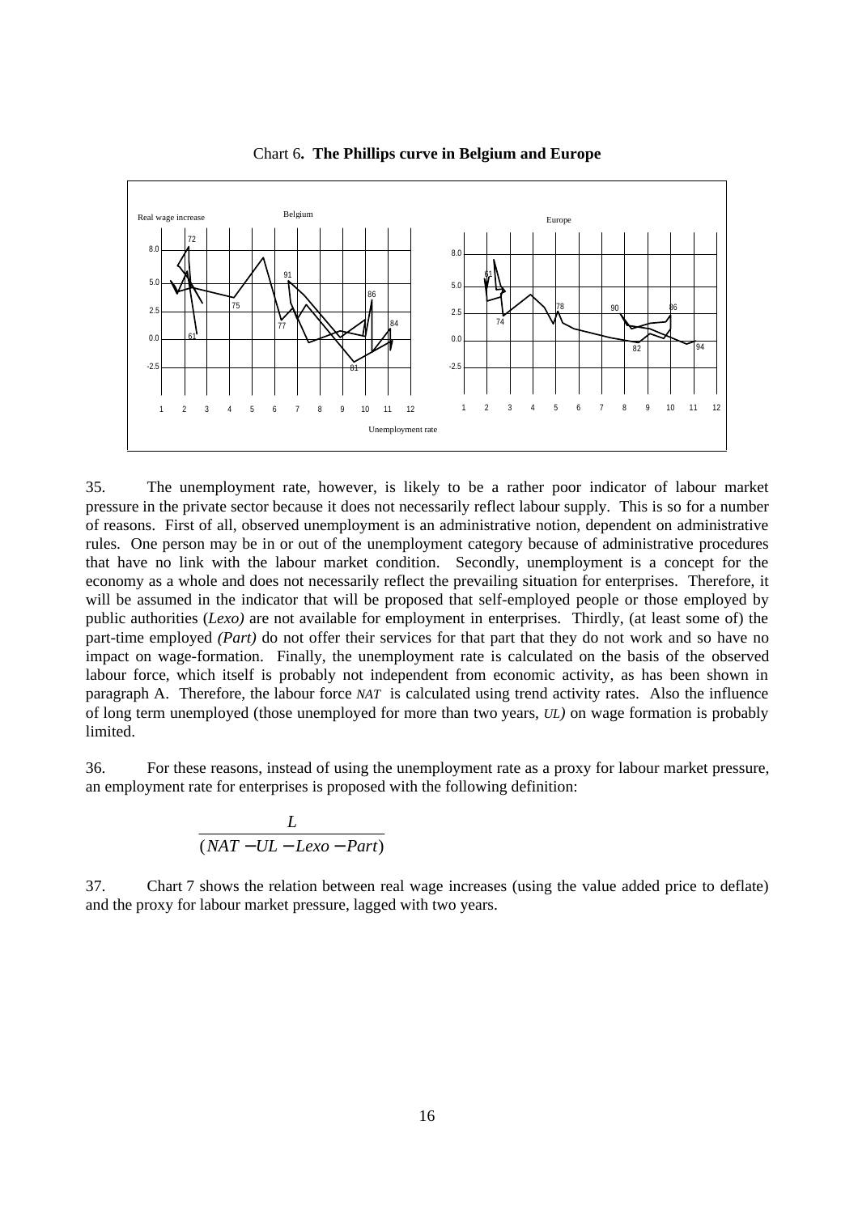Chart 6**. The Phillips curve in Belgium and Europe**

35. The unemployment rate, however, is likely to be a rather poor indicator of labour market pressure in the private sector because it does not necessarily reflect labour supply. This is so for a number of reasons. First of all, observed unemployment is an administrative notion, dependent on administrative rules. One person may be in or out of the unemployment category because of administrative procedures that have no link with the labour market condition. Secondly, unemployment is a concept for the economy as a whole and does not necessarily reflect the prevailing situation for enterprises. Therefore, it will be assumed in the indicator that will be proposed that self-employed people or those employed by public authorities (*Lexo)* are not available for employment in enterprises. Thirdly, (at least some of) the part-time employed *(Part)* do not offer their services for that part that they do not work and so have no impact on wage-formation. Finally, the unemployment rate is calculated on the basis of the observed labour force, which itself is probably not independent from economic activity, as has been shown in paragraph A. Therefore, the labour force *NAT* is calculated using trend activity rates. Also the influence of long term unemployed (those unemployed for more than two years, *UL)* on wage formation is probably limited.

36. For these reasons, instead of using the unemployment rate as a proxy for labour market pressure, an employment rate for enterprises is proposed with the following definition:

$$\frac{L}{(NAT - UL - Lexo - Part)}$$

37. Chart 7 shows the relation between real wage increases (using the value added price to deflate) and the proxy for labour market pressure, lagged with two years.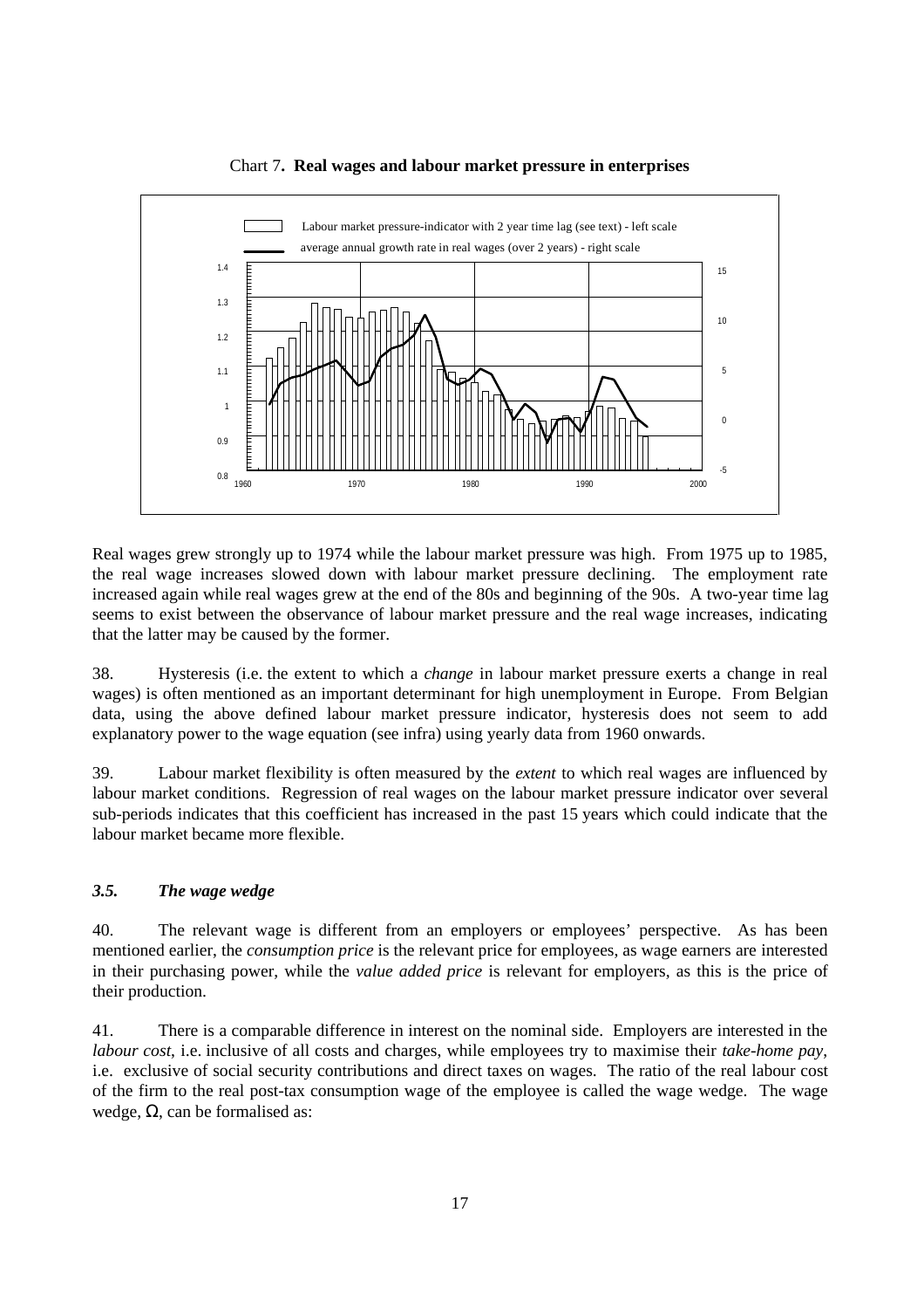Chart 7**. Real wages and labour market pressure in enterprises**

Real wages grew strongly up to 1974 while the labour market pressure was high. From 1975 up to 1985, the real wage increases slowed down with labour market pressure declining. The employment rate increased again while real wages grew at the end of the 80s and beginning of the 90s. A two-year time lag seems to exist between the observance of labour market pressure and the real wage increases, indicating that the latter may be caused by the former.

38. Hysteresis (i.e. the extent to which a *change* in labour market pressure exerts a change in real wages) is often mentioned as an important determinant for high unemployment in Europe. From Belgian data, using the above defined labour market pressure indicator, hysteresis does not seem to add explanatory power to the wage equation (see infra) using yearly data from 1960 onwards.

39. Labour market flexibility is often measured by the *extent* to which real wages are influenced by labour market conditions. Regression of real wages on the labour market pressure indicator over several sub-periods indicates that this coefficient has increased in the past 15 years which could indicate that the labour market became more flexible.

### *3.5. The wage wedge*

40. The relevant wage is different from an employers or employees' perspective. As has been mentioned earlier, the *consumption price* is the relevant price for employees, as wage earners are interested in their purchasing power, while the *value added price* is relevant for employers, as this is the price of their production.

41. There is a comparable difference in interest on the nominal side. Employers are interested in the *labour cost*, i.e. inclusive of all costs and charges, while employees try to maximise their *take-home pay*, i.e. exclusive of social security contributions and direct taxes on wages. The ratio of the real labour cost of the firm to the real post-tax consumption wage of the employee is called the wage wedge. The wage wedge, $\Omega$, can be formalised as: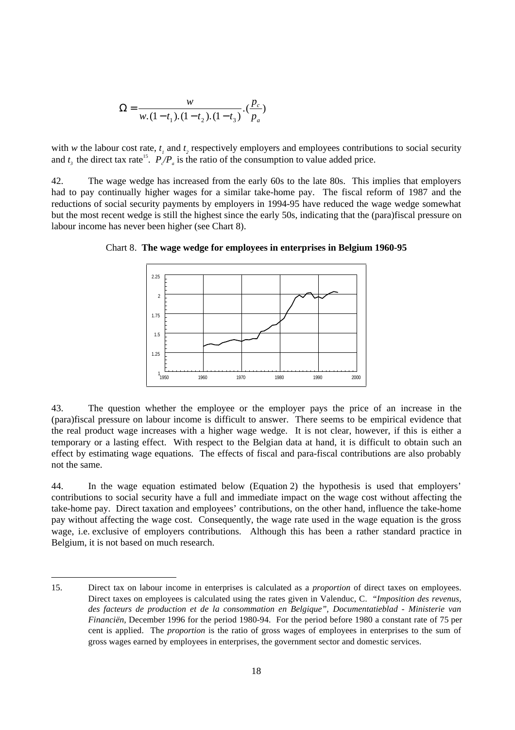$$\Omega = \frac{w}{w.(1-t_1).(1-t_2).(1-t_3)}.(\frac{p_c}{p_a})$$

with *w* the labour cost rate, $t_1$ and $t_2$ respectively employers and employees contributions to social security and $t_3$ the direct tax rate[15]. $P_c/P_a$ is the ratio of the consumption to value added price.

42. The wage wedge has increased from the early 60s to the late 80s. This implies that employers had to pay continually higher wages for a similar take-home pay. The fiscal reform of 1987 and the reductions of social security payments by employers in 1994-95 have reduced the wage wedge somewhat but the most recent wedge is still the highest since the early 50s, indicating that the (para)fiscal pressure on labour income has never been higher (see Chart 8).

Chart 8. **The wage wedge for employees in enterprises in Belgium 1960-95**

43. The question whether the employee or the employer pays the price of an increase in the (para)fiscal pressure on labour income is difficult to answer. There seems to be empirical evidence that the real product wage increases with a higher wage wedge. It is not clear, however, if this is either a temporary or a lasting effect. With respect to the Belgian data at hand, it is difficult to obtain such an effect by estimating wage equations. The effects of fiscal and para-fiscal contributions are also probably not the same.

44. In the wage equation estimated below (Equation 2) the hypothesis is used that employers' contributions to social security have a full and immediate impact on the wage cost without affecting the take-home pay. Direct taxation and employees' contributions, on the other hand, influence the take-home pay without affecting the wage cost. Consequently, the wage rate used in the wage equation is the gross wage, i.e. exclusive of employers contributions. Although this has been a rather standard practice in Belgium, it is not based on much research.

---

15. Direct tax on labour income in enterprises is calculated as a *proportion* of direct taxes on employees. Direct taxes on employees is calculated using the rates given in Valenduc, C. "*Imposition des revenus, des facteurs de production et de la consommation en Belgique", Documentatieblad - Ministerie van Financiën*, December 1996 for the period 1980-94. For the period before 1980 a constant rate of 75 per cent is applied. The *proportion* is the ratio of gross wages of employees in enterprises to the sum of gross wages earned by employees in enterprises, the government sector and domestic services.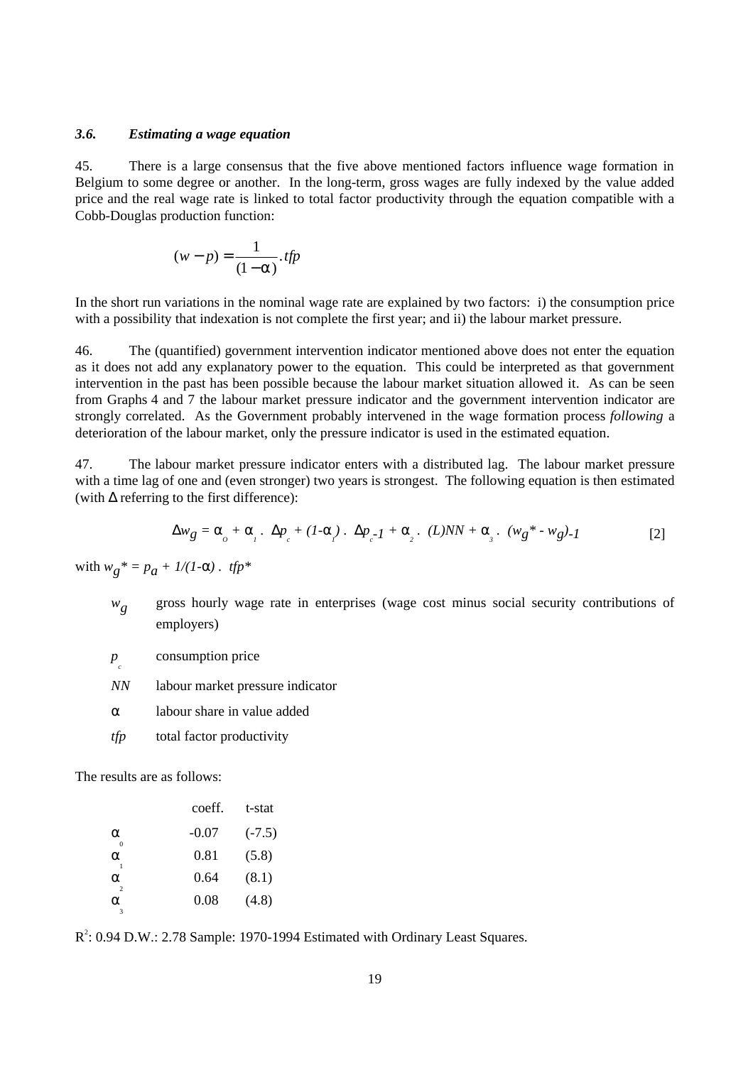### *3.6. Estimating a wage equation*

45. There is a large consensus that the five above mentioned factors influence wage formation in Belgium to some degree or another. In the long-term, gross wages are fully indexed by the value added price and the real wage rate is linked to total factor productivity through the equation compatible with a Cobb-Douglas production function:

$$(w - p) = \frac{1}{(1 - \alpha)} . tfp$$

In the short run variations in the nominal wage rate are explained by two factors: i) the consumption price with a possibility that indexation is not complete the first year; and ii) the labour market pressure.

46. The (quantified) government intervention indicator mentioned above does not enter the equation as it does not add any explanatory power to the equation. This could be interpreted as that government intervention in the past has been possible because the labour market situation allowed it. As can be seen from Graphs 4 and 7 the labour market pressure indicator and the government intervention indicator are strongly correlated. As the Government probably intervened in the wage formation process *following* a deterioration of the labour market, only the pressure indicator is used in the estimated equation.

47. The labour market pressure indicator enters with a distributed lag. The labour market pressure with a time lag of one and (even stronger) two years is strongest. The following equation is then estimated (with $\Delta$ referring to the first difference):

$$\Delta w_g = \alpha_0 + \alpha_1 . \Delta p_c + (1-\alpha_1) . \Delta p_{c-1} + \alpha_2 . (L)NN + \alpha_3 . (w_g{*} - w_g)_{-1} \qquad [2]$$

with $w_g{*} = p_a + 1/(1-\alpha) . tfp{*}$

| | |
|---|---|
| $w_g$ | gross hourly wage rate in enterprises (wage cost minus social security contributions of employers) |
| $p_c$ | consumption price |
| $NN$ | labour market pressure indicator |
| $\alpha$ | labour share in value added |
| $tfp$ | total factor productivity |

The results are as follows:

| | coeff. | t-stat |
|---|---|---|
| $\alpha_0$ | -0.07 | (-7.5) |
| $\alpha_1$ | 0.81 | (5.8) |
| $\alpha_2$ | 0.64 | (8.1) |
| $\alpha_3$ | 0.08 | (4.8) |

$R^2$: 0.94 D.W.: 2.78 Sample: 1970-1994 Estimated with Ordinary Least Squares.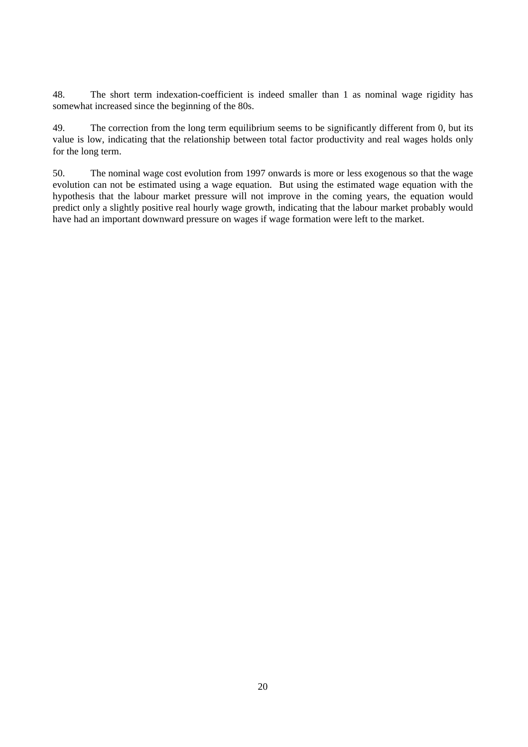48. The short term indexation-coefficient is indeed smaller than 1 as nominal wage rigidity has somewhat increased since the beginning of the 80s.

49. The correction from the long term equilibrium seems to be significantly different from 0, but its value is low, indicating that the relationship between total factor productivity and real wages holds only for the long term.

50. The nominal wage cost evolution from 1997 onwards is more or less exogenous so that the wage evolution can not be estimated using a wage equation. But using the estimated wage equation with the hypothesis that the labour market pressure will not improve in the coming years, the equation would predict only a slightly positive real hourly wage growth, indicating that the labour market probably would have had an important downward pressure on wages if wage formation were left to the market.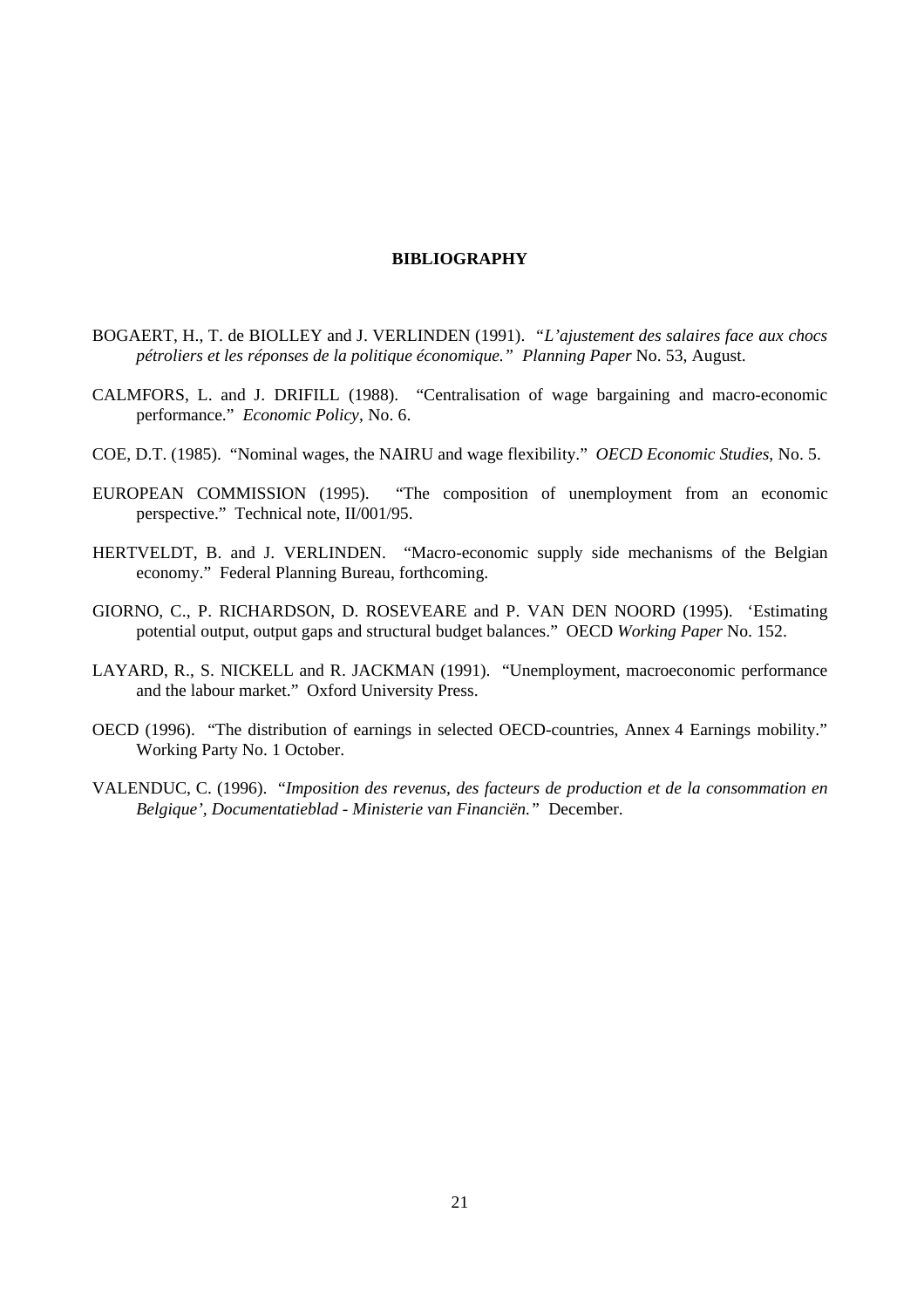## BIBLIOGRAPHY

BOGAERT, H., T. de BIOLLEY and J. VERLINDEN (1991). "*L'ajustement des salaires face aux chocs pétroliers et les réponses de la politique économique.*" *Planning Paper* No. 53, August.

CALMFORS, L. and J. DRIFILL (1988). "Centralisation of wage bargaining and macro-economic performance." *Economic Policy*, No. 6.

COE, D.T. (1985). "Nominal wages, the NAIRU and wage flexibility." *OECD Economic Studies*, No. 5.

EUROPEAN COMMISSION (1995). "The composition of unemployment from an economic perspective." Technical note, II/001/95.

HERTVELDT, B. and J. VERLINDEN. "Macro-economic supply side mechanisms of the Belgian economy." Federal Planning Bureau, forthcoming.

GIORNO, C., P. RICHARDSON, D. ROSEVEARE and P. VAN DEN NOORD (1995). 'Estimating potential output, output gaps and structural budget balances." OECD *Working Paper* No. 152.

LAYARD, R., S. NICKELL and R. JACKMAN (1991). "Unemployment, macroeconomic performance and the labour market." Oxford University Press.

OECD (1996). "The distribution of earnings in selected OECD-countries, Annex 4 Earnings mobility." Working Party No. 1 October.

VALENDUC, C. (1996). "*Imposition des revenus, des facteurs de production et de la consommation en Belgique', Documentatieblad - Ministerie van Financiën.*" December.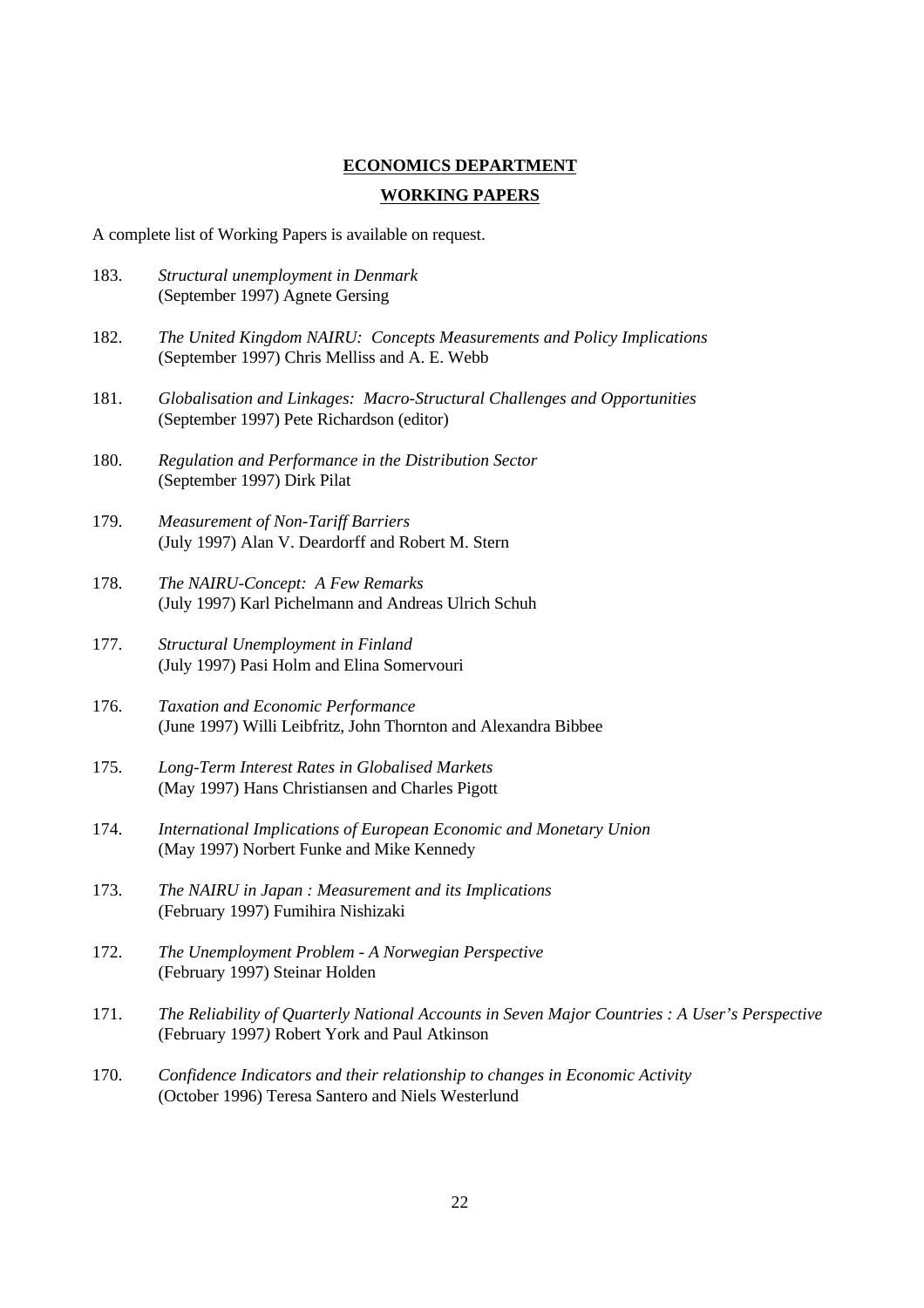## ECONOMICS DEPARTMENT

## WORKING PAPERS

A complete list of Working Papers is available on request.

183. *Structural unemployment in Denmark*
(September 1997) Agnete Gersing

182. *The United Kingdom NAIRU: Concepts Measurements and Policy Implications*
(September 1997) Chris Melliss and A. E. Webb

181. *Globalisation and Linkages: Macro-Structural Challenges and Opportunities*
(September 1997) Pete Richardson (editor)

180. *Regulation and Performance in the Distribution Sector*
(September 1997) Dirk Pilat

179. *Measurement of Non-Tariff Barriers*
(July 1997) Alan V. Deardorff and Robert M. Stern

178. *The NAIRU-Concept: A Few Remarks*
(July 1997) Karl Pichelmann and Andreas Ulrich Schuh

177. *Structural Unemployment in Finland*
(July 1997) Pasi Holm and Elina Somervouri

176. *Taxation and Economic Performance*
(June 1997) Willi Leibfritz, John Thornton and Alexandra Bibbee

175. *Long-Term Interest Rates in Globalised Markets*
(May 1997) Hans Christiansen and Charles Pigott

174. *International Implications of European Economic and Monetary Union*
(May 1997) Norbert Funke and Mike Kennedy

173. *The NAIRU in Japan : Measurement and its Implications*
(February 1997) Fumihira Nishizaki

172. *The Unemployment Problem - A Norwegian Perspective*
(February 1997) Steinar Holden

171. *The Reliability of Quarterly National Accounts in Seven Major Countries : A User's Perspective*
(February 1997) Robert York and Paul Atkinson

170. *Confidence Indicators and their relationship to changes in Economic Activity*
(October 1996) Teresa Santero and Niels Westerlund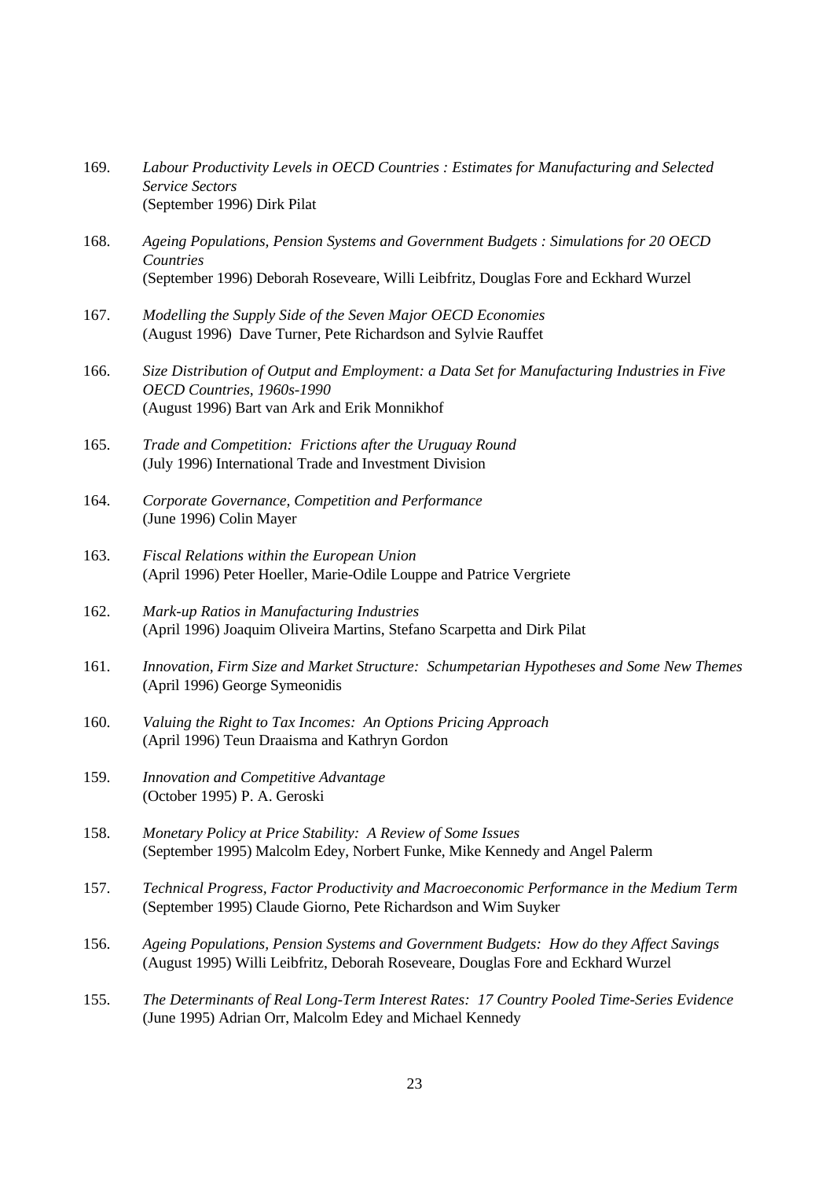169. *Labour Productivity Levels in OECD Countries : Estimates for Manufacturing and Selected Service Sectors*
(September 1996) Dirk Pilat

168. *Ageing Populations, Pension Systems and Government Budgets : Simulations for 20 OECD Countries*
(September 1996) Deborah Roseveare, Willi Leibfritz, Douglas Fore and Eckhard Wurzel

167. *Modelling the Supply Side of the Seven Major OECD Economies*
(August 1996) Dave Turner, Pete Richardson and Sylvie Rauffet

166. *Size Distribution of Output and Employment: a Data Set for Manufacturing Industries in Five OECD Countries, 1960s-1990*
(August 1996) Bart van Ark and Erik Monnikhof

165. *Trade and Competition: Frictions after the Uruguay Round*
(July 1996) International Trade and Investment Division

164. *Corporate Governance, Competition and Performance*
(June 1996) Colin Mayer

163. *Fiscal Relations within the European Union*
(April 1996) Peter Hoeller, Marie-Odile Louppe and Patrice Vergriete

162. *Mark-up Ratios in Manufacturing Industries*
(April 1996) Joaquim Oliveira Martins, Stefano Scarpetta and Dirk Pilat

161. *Innovation, Firm Size and Market Structure: Schumpetarian Hypotheses and Some New Themes*
(April 1996) George Symeonidis

160. *Valuing the Right to Tax Incomes: An Options Pricing Approach*
(April 1996) Teun Draaisma and Kathryn Gordon

159. *Innovation and Competitive Advantage*
(October 1995) P. A. Geroski

158. *Monetary Policy at Price Stability: A Review of Some Issues*
(September 1995) Malcolm Edey, Norbert Funke, Mike Kennedy and Angel Palerm

157. *Technical Progress, Factor Productivity and Macroeconomic Performance in the Medium Term*
(September 1995) Claude Giorno, Pete Richardson and Wim Suyker

156. *Ageing Populations, Pension Systems and Government Budgets: How do they Affect Savings*
(August 1995) Willi Leibfritz, Deborah Roseveare, Douglas Fore and Eckhard Wurzel

155. *The Determinants of Real Long-Term Interest Rates: 17 Country Pooled Time-Series Evidence*
(June 1995) Adrian Orr, Malcolm Edey and Michael Kennedy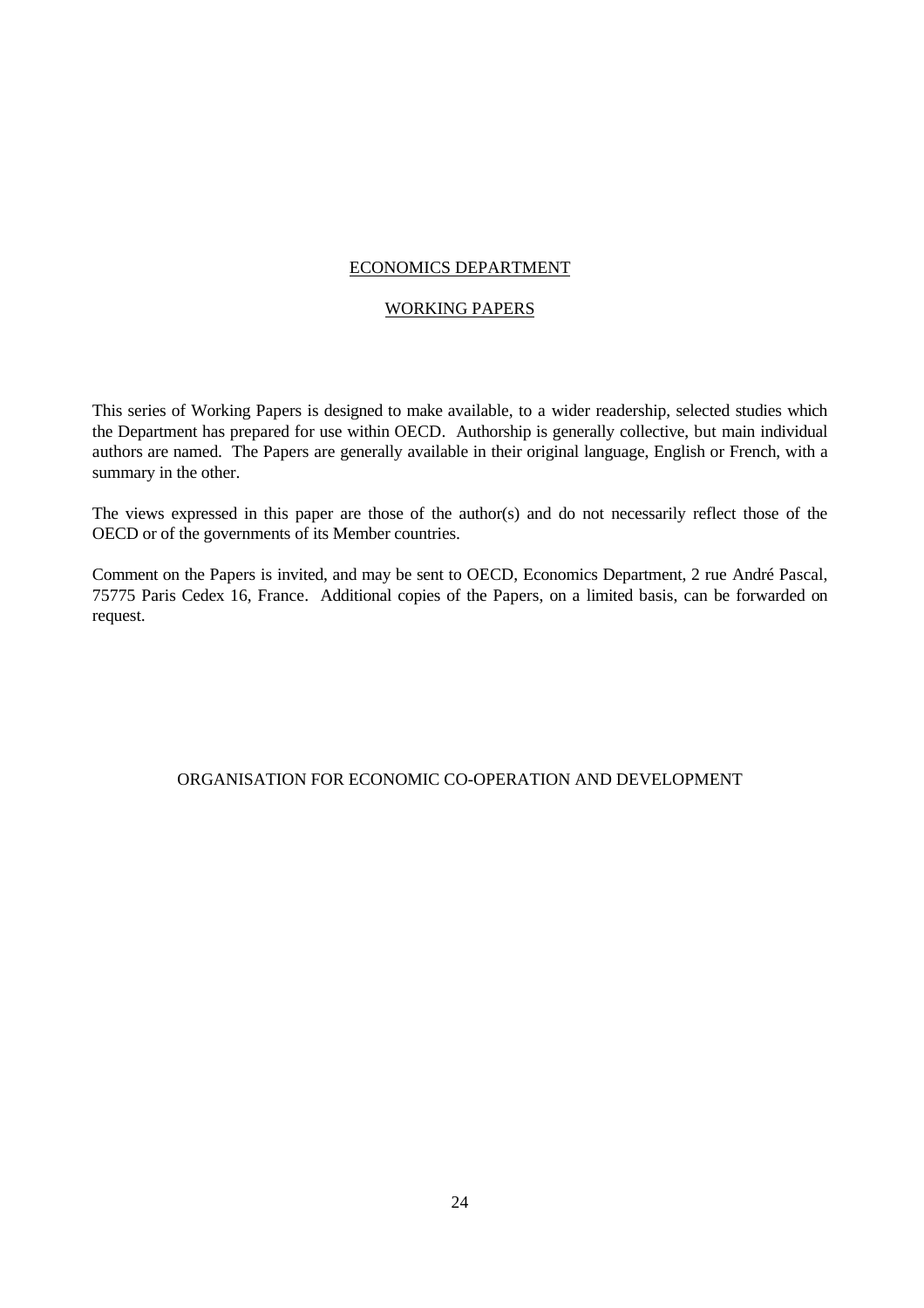ECONOMICS DEPARTMENT

WORKING PAPERS

This series of Working Papers is designed to make available, to a wider readership, selected studies which the Department has prepared for use within OECD. Authorship is generally collective, but main individual authors are named. The Papers are generally available in their original language, English or French, with a summary in the other.

The views expressed in this paper are those of the author(s) and do not necessarily reflect those of the OECD or of the governments of its Member countries.

Comment on the Papers is invited, and may be sent to OECD, Economics Department, 2 rue André Pascal, 75775 Paris Cedex 16, France. Additional copies of the Papers, on a limited basis, can be forwarded on request.

ORGANISATION FOR ECONOMIC CO-OPERATION AND DEVELOPMENT